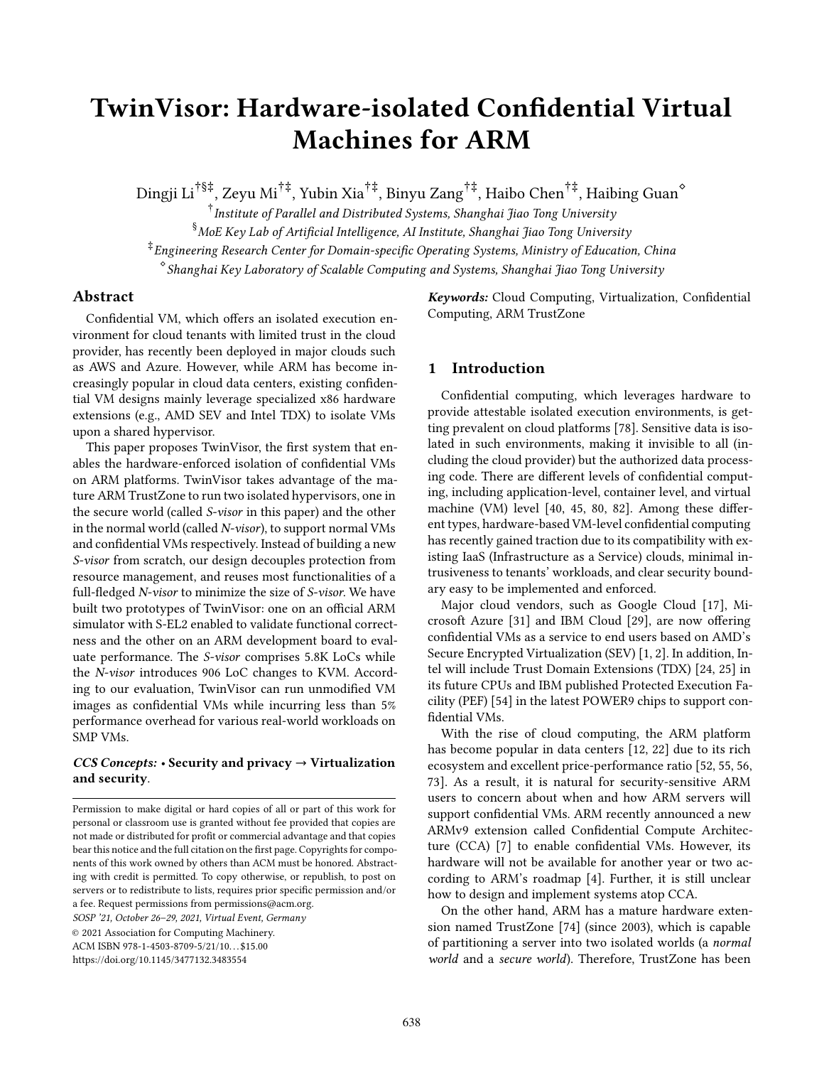# TwinVisor: Hardware-isolated Confidential Virtual Machines for ARM

Dingji Li[†§‡], Zeyu Mi[†‡], Yubin Xia[†‡], Binyu Zang[†‡], Haibo Chen[†‡], Haibing Guan[◇]

[†] *Institute of Parallel and Distributed Systems, Shanghai Jiao Tong University*

[§] *MoE Key Lab of Artificial Intelligence, AI Institute, Shanghai Jiao Tong University*

[‡] *Engineering Research Center for Domain-specific Operating Systems, Ministry of Education, China*

[◇] *Shanghai Key Laboratory of Scalable Computing and Systems, Shanghai Jiao Tong University*

## Abstract

Confidential VM, which offers an isolated execution environment for cloud tenants with limited trust in the cloud provider, has recently been deployed in major clouds such as AWS and Azure. However, while ARM has become increasingly popular in cloud data centers, existing confidential VM designs mainly leverage specialized x86 hardware extensions (e.g., AMD SEV and Intel TDX) to isolate VMs upon a shared hypervisor.

This paper proposes TwinVisor, the first system that enables the hardware-enforced isolation of confidential VMs on ARM platforms. TwinVisor takes advantage of the mature ARM TrustZone to run two isolated hypervisors, one in the secure world (called *S-visor* in this paper) and the other in the normal world (called *N-visor*), to support normal VMs and confidential VMs respectively. Instead of building a new *S-visor* from scratch, our design decouples protection from resource management, and reuses most functionalities of a full-fledged *N-visor* to minimize the size of *S-visor*. We have built two prototypes of TwinVisor: one on an official ARM simulator with S-EL2 enabled to validate functional correctness and the other on an ARM development board to evaluate performance. The *S-visor* comprises 5.8K LoCs while the *N-visor* introduces 906 LoC changes to KVM. According to our evaluation, TwinVisor can run unmodified VM images as confidential VMs while incurring less than 5% performance overhead for various real-world workloads on SMP VMs.

***CCS Concepts:*** • **Security and privacy → Virtualization and security**.

***Keywords:*** Cloud Computing, Virtualization, Confidential Computing, ARM TrustZone

Permission to make digital or hard copies of all or part of this work for personal or classroom use is granted without fee provided that copies are not made or distributed for profit or commercial advantage and that copies bear this notice and the full citation on the first page. Copyrights for components of this work owned by others than ACM must be honored. Abstracting with credit is permitted. To copy otherwise, or republish, to post on servers or to redistribute to lists, requires prior specific permission and/or a fee. Request permissions from permissions@acm.org.

*SOSP '21, October 26–29, 2021, Virtual Event, Germany*

© 2021 Association for Computing Machinery.

ACM ISBN 978-1-4503-8709-5/21/10…$15.00

https://doi.org/10.1145/3477132.3483554

## 1 Introduction

Confidential computing, which leverages hardware to provide attestable isolated execution environments, is getting prevalent on cloud platforms [78]. Sensitive data is isolated in such environments, making it invisible to all (including the cloud provider) but the authorized data processing code. There are different levels of confidential computing, including application-level, container level, and virtual machine (VM) level [40, 45, 80, 82]. Among these different types, hardware-based VM-level confidential computing has recently gained traction due to its compatibility with existing IaaS (Infrastructure as a Service) clouds, minimal intrusiveness to tenants' workloads, and clear security boundary easy to be implemented and enforced.

Major cloud vendors, such as Google Cloud [17], Microsoft Azure [31] and IBM Cloud [29], are now offering confidential VMs as a service to end users based on AMD's Secure Encrypted Virtualization (SEV) [1, 2]. In addition, Intel will include Trust Domain Extensions (TDX) [24, 25] in its future CPUs and IBM published Protected Execution Facility (PEF) [54] in the latest POWER9 chips to support confidential VMs.

With the rise of cloud computing, the ARM platform has become popular in data centers [12, 22] due to its rich ecosystem and excellent price-performance ratio [52, 55, 56, 73]. As a result, it is natural for security-sensitive ARM users to concern about when and how ARM servers will support confidential VMs. ARM recently announced a new ARMv9 extension called Confidential Compute Architecture (CCA) [7] to enable confidential VMs. However, its hardware will not be available for another year or two according to ARM's roadmap [4]. Further, it is still unclear how to design and implement systems atop CCA.

On the other hand, ARM has a mature hardware extension named TrustZone [74] (since 2003), which is capable of partitioning a server into two isolated worlds (a *normal world* and a *secure world*). Therefore, TrustZone has been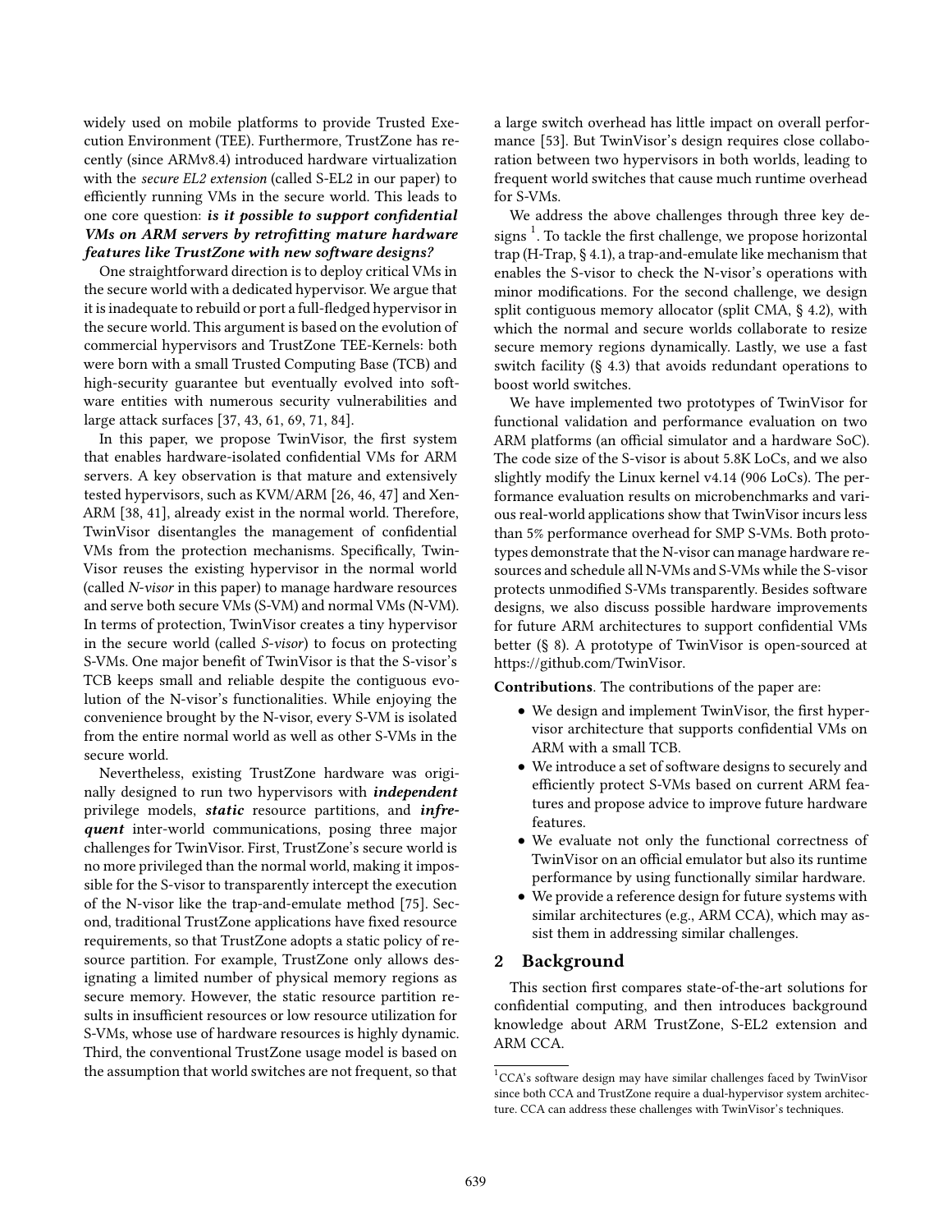widely used on mobile platforms to provide Trusted Execution Environment (TEE). Furthermore, TrustZone has recently (since ARMv8.4) introduced hardware virtualization with the *secure EL2 extension* (called S-EL2 in our paper) to efficiently running VMs in the secure world. This leads to one core question: ***is it possible to support confidential VMs on ARM servers by retrofitting mature hardware features like TrustZone with new software designs?***

One straightforward direction is to deploy critical VMs in the secure world with a dedicated hypervisor. We argue that it is inadequate to rebuild or port a full-fledged hypervisor in the secure world. This argument is based on the evolution of commercial hypervisors and TrustZone TEE-Kernels: both were born with a small Trusted Computing Base (TCB) and high-security guarantee but eventually evolved into software entities with numerous security vulnerabilities and large attack surfaces [37, 43, 61, 69, 71, 84].

In this paper, we propose TwinVisor, the first system that enables hardware-isolated confidential VMs for ARM servers. A key observation is that mature and extensively tested hypervisors, such as KVM/ARM [26, 46, 47] and Xen-ARM [38, 41], already exist in the normal world. Therefore, TwinVisor disentangles the management of confidential VMs from the protection mechanisms. Specifically, TwinVisor reuses the existing hypervisor in the normal world (called *N-visor* in this paper) to manage hardware resources and serve both secure VMs (S-VM) and normal VMs (N-VM). In terms of protection, TwinVisor creates a tiny hypervisor in the secure world (called *S-visor*) to focus on protecting S-VMs. One major benefit of TwinVisor is that the S-visor's TCB keeps small and reliable despite the contiguous evolution of the N-visor's functionalities. While enjoying the convenience brought by the N-visor, every S-VM is isolated from the entire normal world as well as other S-VMs in the secure world.

Nevertheless, existing TrustZone hardware was originally designed to run two hypervisors with ***independent*** privilege models, ***static*** resource partitions, and ***infrequent*** inter-world communications, posing three major challenges for TwinVisor. First, TrustZone's secure world is no more privileged than the normal world, making it impossible for the S-visor to transparently intercept the execution of the N-visor like the trap-and-emulate method [75]. Second, traditional TrustZone applications have fixed resource requirements, so that TrustZone adopts a static policy of resource partition. For example, TrustZone only allows designating a limited number of physical memory regions as secure memory. However, the static resource partition results in insufficient resources or low resource utilization for S-VMs, whose use of hardware resources is highly dynamic. Third, the conventional TrustZone usage model is based on the assumption that world switches are not frequent, so that a large switch overhead has little impact on overall performance [53]. But TwinVisor's design requires close collaboration between two hypervisors in both worlds, leading to frequent world switches that cause much runtime overhead for S-VMs.

We address the above challenges through three key designs [1]. To tackle the first challenge, we propose horizontal trap (H-Trap, § 4.1), a trap-and-emulate like mechanism that enables the S-visor to check the N-visor's operations with minor modifications. For the second challenge, we design split contiguous memory allocator (split CMA, § 4.2), with which the normal and secure worlds collaborate to resize secure memory regions dynamically. Lastly, we use a fast switch facility (§ 4.3) that avoids redundant operations to boost world switches.

We have implemented two prototypes of TwinVisor for functional validation and performance evaluation on two ARM platforms (an official simulator and a hardware SoC). The code size of the S-visor is about 5.8K LoCs, and we also slightly modify the Linux kernel v4.14 (906 LoCs). The performance evaluation results on microbenchmarks and various real-world applications show that TwinVisor incurs less than 5% performance overhead for SMP S-VMs. Both prototypes demonstrate that the N-visor can manage hardware resources and schedule all N-VMs and S-VMs while the S-visor protects unmodified S-VMs transparently. Besides software designs, we also discuss possible hardware improvements for future ARM architectures to support confidential VMs better (§ 8). A prototype of TwinVisor is open-sourced at https://github.com/TwinVisor.

**Contributions**. The contributions of the paper are:

- We design and implement TwinVisor, the first hypervisor architecture that supports confidential VMs on ARM with a small TCB.
- We introduce a set of software designs to securely and efficiently protect S-VMs based on current ARM features and propose advice to improve future hardware features.
- We evaluate not only the functional correctness of TwinVisor on an official emulator but also its runtime performance by using functionally similar hardware.
- We provide a reference design for future systems with similar architectures (e.g., ARM CCA), which may assist them in addressing similar challenges.

## 2 Background

This section first compares state-of-the-art solutions for confidential computing, and then introduces background knowledge about ARM TrustZone, S-EL2 extension and ARM CCA.

[1] CCA's software design may have similar challenges faced by TwinVisor since both CCA and TrustZone require a dual-hypervisor system architecture. CCA can address these challenges with TwinVisor's techniques.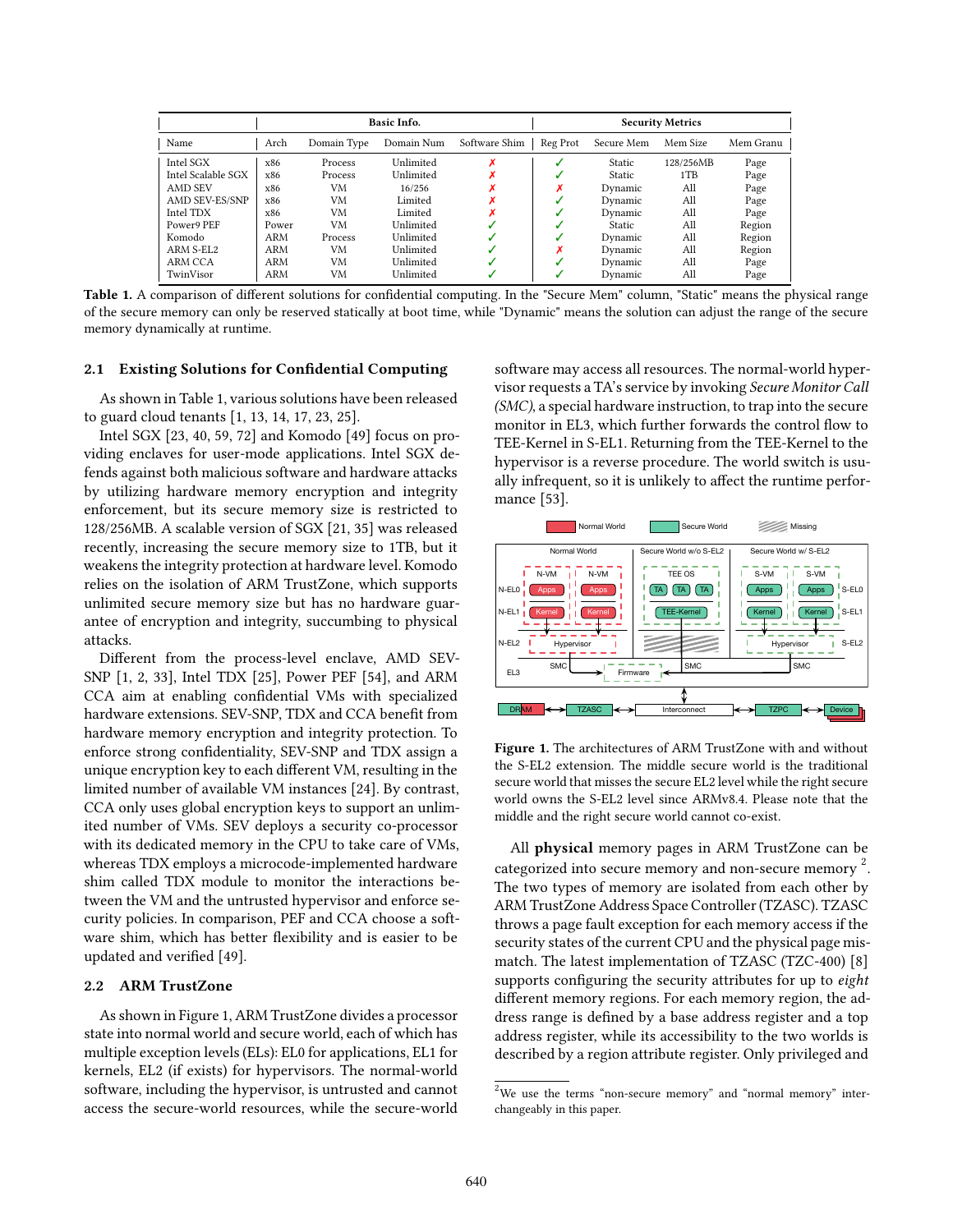| | Basic Info. | | | | Security Metrics | | | |
|---|---|---|---|---|---|---|---|---|
| Name | Arch | Domain Type | Domain Num | Software Shim | Reg Prot | Secure Mem | Mem Size | Mem Granu |
| Intel SGX | x86 | Process | Unlimited | ✗ | ✓ | Static | 128/256MB | Page |
| Intel Scalable SGX | x86 | Process | Unlimited | ✗ | ✓ | Static | 1TB | Page |
| AMD SEV | x86 | VM | 16/256 | ✗ | ✗ | Dynamic | All | Page |
| AMD SEV-ES/SNP | x86 | VM | Limited | ✗ | ✓ | Dynamic | All | Page |
| Intel TDX | x86 | VM | Limited | ✗ | ✓ | Dynamic | All | Page |
| Power9 PEF | Power | VM | Unlimited | ✓ | ✓ | Static | All | Region |
| Komodo | ARM | Process | Unlimited | ✓ | ✓ | Dynamic | All | Region |
| ARM S-EL2 | ARM | VM | Unlimited | ✓ | ✗ | Dynamic | All | Region |
| ARM CCA | ARM | VM | Unlimited | ✓ | ✓ | Dynamic | All | Page |
| TwinVisor | ARM | VM | Unlimited | ✓ | ✓ | Dynamic | All | Page |

**Table 1.** A comparison of different solutions for confidential computing. In the "Secure Mem" column, "Static" means the physical range of the secure memory can only be reserved statically at boot time, while "Dynamic" means the solution can adjust the range of the secure memory dynamically at runtime.

### 2.1 Existing Solutions for Confidential Computing

As shown in Table 1, various solutions have been released to guard cloud tenants [1, 13, 14, 17, 23, 25].

Intel SGX [23, 40, 59, 72] and Komodo [49] focus on providing enclaves for user-mode applications. Intel SGX defends against both malicious software and hardware attacks by utilizing hardware memory encryption and integrity enforcement, but its secure memory size is restricted to 128/256MB. A scalable version of SGX [21, 35] was released recently, increasing the secure memory size to 1TB, but it weakens the integrity protection at hardware level. Komodo relies on the isolation of ARM TrustZone, which supports unlimited secure memory size but has no hardware guarantee of encryption and integrity, succumbing to physical attacks.

Different from the process-level enclave, AMD SEV-SNP [1, 2, 33], Intel TDX [25], Power PEF [54], and ARM CCA aim at enabling confidential VMs with specialized hardware extensions. SEV-SNP, TDX and CCA benefit from hardware memory encryption and integrity protection. To enforce strong confidentiality, SEV-SNP and TDX assign a unique encryption key to each different VM, resulting in the limited number of available VM instances [24]. By contrast, CCA only uses global encryption keys to support an unlimited number of VMs. SEV deploys a security co-processor with its dedicated memory in the CPU to take care of VMs, whereas TDX employs a microcode-implemented hardware shim called TDX module to monitor the interactions between the VM and the untrusted hypervisor and enforce security policies. In comparison, PEF and CCA choose a software shim, which has better flexibility and is easier to be updated and verified [49].

### 2.2 ARM TrustZone

As shown in Figure 1, ARM TrustZone divides a processor state into normal world and secure world, each of which has multiple exception levels (ELs): EL0 for applications, EL1 for kernels, EL2 (if exists) for hypervisors. The normal-world software, including the hypervisor, is untrusted and cannot access the secure-world resources, while the secure-world software may access all resources. The normal-world hypervisor requests a TA's service by invoking *Secure Monitor Call (SMC)*, a special hardware instruction, to trap into the secure monitor in EL3, which further forwards the control flow to TEE-Kernel in S-EL1. Returning from the TEE-Kernel to the hypervisor is a reverse procedure. The world switch is usually infrequent, so it is unlikely to affect the runtime performance [53].

**Figure 1.** The architectures of ARM TrustZone with and without the S-EL2 extension. The middle secure world is the traditional secure world that misses the secure EL2 level while the right secure world owns the S-EL2 level since ARMv8.4. Please note that the middle and the right secure world cannot co-exist.

All **physical** memory pages in ARM TrustZone can be categorized into secure memory and non-secure memory [2]. The two types of memory are isolated from each other by ARM TrustZone Address Space Controller (TZASC). TZASC throws a page fault exception for each memory access if the security states of the current CPU and the physical page mismatch. The latest implementation of TZASC (TZC-400) [8] supports configuring the security attributes for up to *eight* different memory regions. For each memory region, the address range is defined by a base address register and a top address register, while its accessibility to the two worlds is described by a region attribute register. Only privileged and

[2] We use the terms "non-secure memory" and "normal memory" interchangeably in this paper.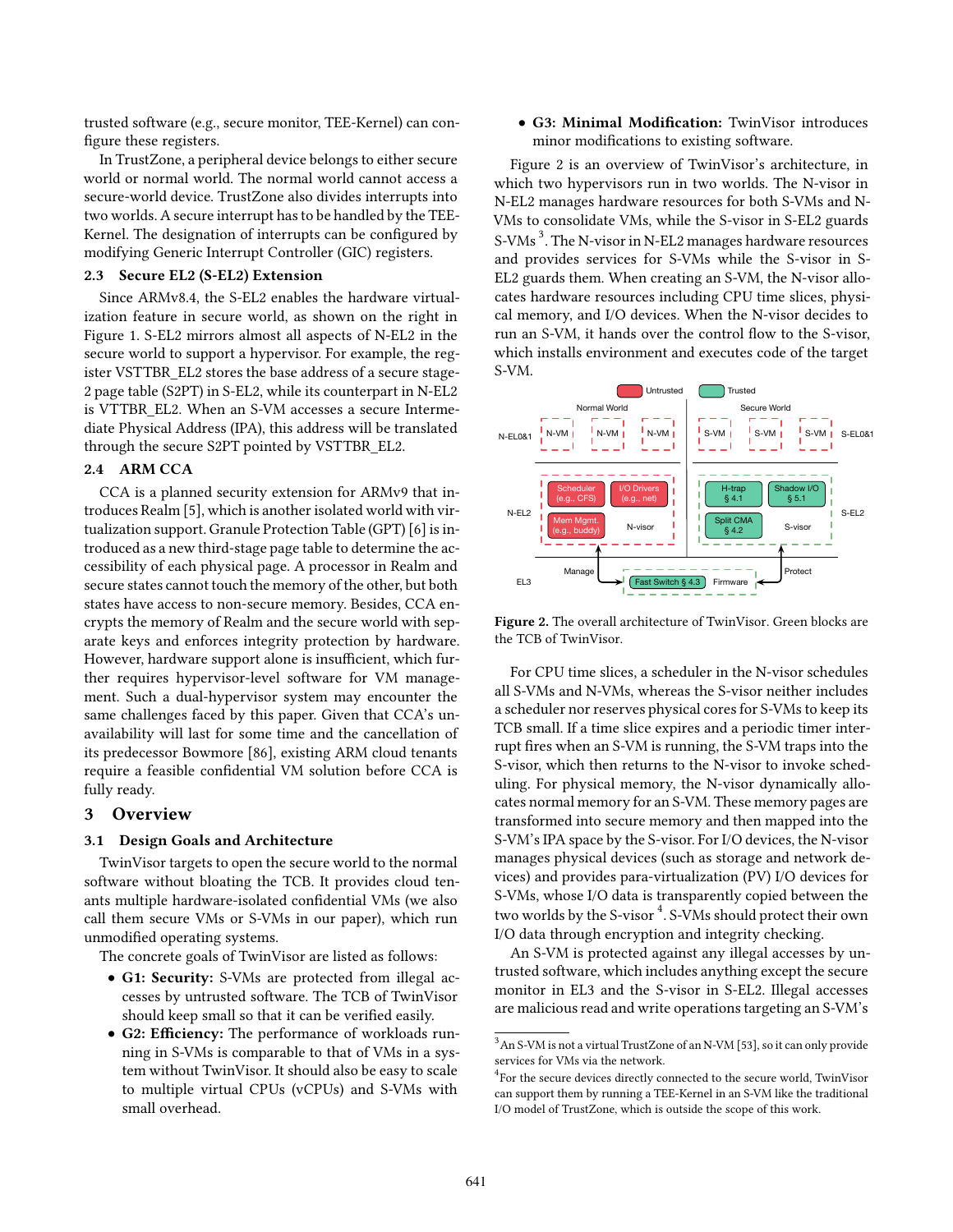trusted software (e.g., secure monitor, TEE-Kernel) can configure these registers.

In TrustZone, a peripheral device belongs to either secure world or normal world. The normal world cannot access a secure-world device. TrustZone also divides interrupts into two worlds. A secure interrupt has to be handled by the TEE-Kernel. The designation of interrupts can be configured by modifying Generic Interrupt Controller (GIC) registers.

### 2.3 Secure EL2 (S-EL2) Extension

Since ARMv8.4, the S-EL2 enables the hardware virtualization feature in secure world, as shown on the right in Figure 1. S-EL2 mirrors almost all aspects of N-EL2 in the secure world to support a hypervisor. For example, the register VSTTBR_EL2 stores the base address of a secure stage-2 page table (S2PT) in S-EL2, while its counterpart in N-EL2 is VTTBR_EL2. When an S-VM accesses a secure Intermediate Physical Address (IPA), this address will be translated through the secure S2PT pointed by VSTTBR_EL2.

### 2.4 ARM CCA

CCA is a planned security extension for ARMv9 that introduces Realm [5], which is another isolated world with virtualization support. Granule Protection Table (GPT) [6] is introduced as a new third-stage page table to determine the accessibility of each physical page. A processor in Realm and secure states cannot touch the memory of the other, but both states have access to non-secure memory. Besides, CCA encrypts the memory of Realm and the secure world with separate keys and enforces integrity protection by hardware. However, hardware support alone is insufficient, which further requires hypervisor-level software for VM management. Such a dual-hypervisor system may encounter the same challenges faced by this paper. Given that CCA's unavailability will last for some time and the cancellation of its predecessor Bowmore [86], existing ARM cloud tenants require a feasible confidential VM solution before CCA is fully ready.

## 3 Overview

### 3.1 Design Goals and Architecture

TwinVisor targets to open the secure world to the normal software without bloating the TCB. It provides cloud tenants multiple hardware-isolated confidential VMs (we also call them secure VMs or S-VMs in our paper), which run unmodified operating systems.

The concrete goals of TwinVisor are listed as follows:

- **G1: Security:** S-VMs are protected from illegal accesses by untrusted software. The TCB of TwinVisor should keep small so that it can be verified easily.
- **G2: Efficiency:** The performance of workloads running in S-VMs is comparable to that of VMs in a system without TwinVisor. It should also be easy to scale to multiple virtual CPUs (vCPUs) and S-VMs with small overhead.
- **G3: Minimal Modification:** TwinVisor introduces minor modifications to existing software.

Figure 2 is an overview of TwinVisor's architecture, in which two hypervisors run in two worlds. The N-visor in N-EL2 manages hardware resources for both S-VMs and N-VMs to consolidate VMs, while the S-visor in S-EL2 guards S-VMs [3]. The N-visor in N-EL2 manages hardware resources and provides services for S-VMs while the S-visor in S-EL2 guards them. When creating an S-VM, the N-visor allocates hardware resources including CPU time slices, physical memory, and I/O devices. When the N-visor decides to run an S-VM, it hands over the control flow to the S-visor, which installs environment and executes code of the target S-VM.

**Figure 2.** The overall architecture of TwinVisor. Green blocks are the TCB of TwinVisor.

For CPU time slices, a scheduler in the N-visor schedules all S-VMs and N-VMs, whereas the S-visor neither includes a scheduler nor reserves physical cores for S-VMs to keep its TCB small. If a time slice expires and a periodic timer interrupt fires when an S-VM is running, the S-VM traps into the S-visor, which then returns to the N-visor to invoke scheduling. For physical memory, the N-visor dynamically allocates normal memory for an S-VM. These memory pages are transformed into secure memory and then mapped into the S-VM's IPA space by the S-visor. For I/O devices, the N-visor manages physical devices (such as storage and network devices) and provides para-virtualization (PV) I/O devices for S-VMs, whose I/O data is transparently copied between the two worlds by the S-visor [4]. S-VMs should protect their own I/O data through encryption and integrity checking.

An S-VM is protected against any illegal accesses by untrusted software, which includes anything except the secure monitor in EL3 and the S-visor in S-EL2. Illegal accesses are malicious read and write operations targeting an S-VM's

[3] An S-VM is not a virtual TrustZone of an N-VM [53], so it can only provide services for VMs via the network.

[4] For the secure devices directly connected to the secure world, TwinVisor can support them by running a TEE-Kernel in an S-VM like the traditional I/O model of TrustZone, which is outside the scope of this work.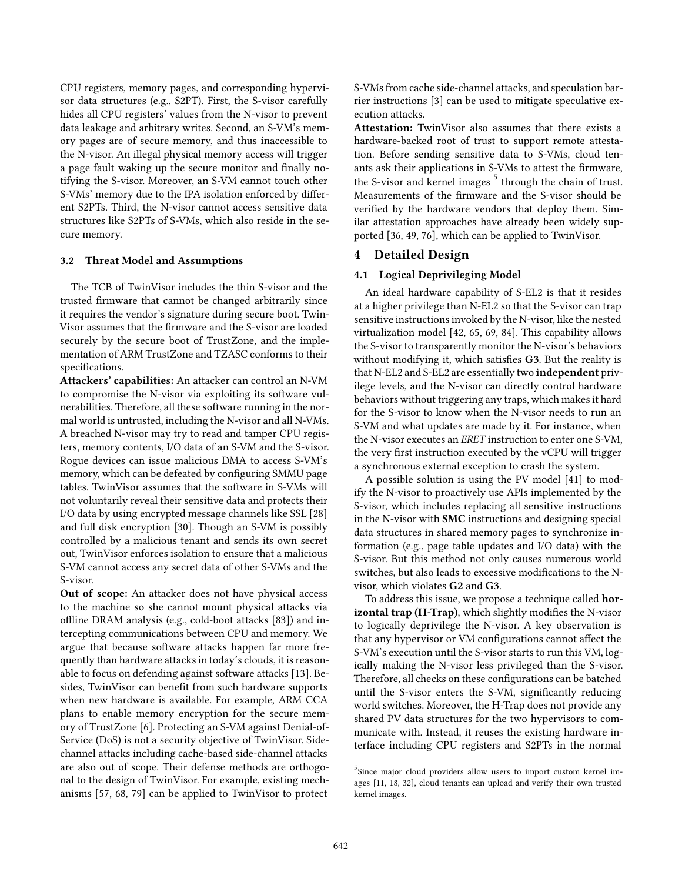CPU registers, memory pages, and corresponding hypervisor data structures (e.g., S2PT). First, the S-visor carefully hides all CPU registers' values from the N-visor to prevent data leakage and arbitrary writes. Second, an S-VM's memory pages are of secure memory, and thus inaccessible to the N-visor. An illegal physical memory access will trigger a page fault waking up the secure monitor and finally notifying the S-visor. Moreover, an S-VM cannot touch other S-VMs' memory due to the IPA isolation enforced by different S2PTs. Third, the N-visor cannot access sensitive data structures like S2PTs of S-VMs, which also reside in the secure memory.

### 3.2 Threat Model and Assumptions

The TCB of TwinVisor includes the thin S-visor and the trusted firmware that cannot be changed arbitrarily since it requires the vendor's signature during secure boot. TwinVisor assumes that the firmware and the S-visor are loaded securely by the secure boot of TrustZone, and the implementation of ARM TrustZone and TZASC conforms to their specifications.

**Attackers' capabilities:** An attacker can control an N-VM to compromise the N-visor via exploiting its software vulnerabilities. Therefore, all these software running in the normal world is untrusted, including the N-visor and all N-VMs. A breached N-visor may try to read and tamper CPU registers, memory contents, I/O data of an S-VM and the S-visor. Rogue devices can issue malicious DMA to access S-VM's memory, which can be defeated by configuring SMMU page tables. TwinVisor assumes that the software in S-VMs will not voluntarily reveal their sensitive data and protects their I/O data by using encrypted message channels like SSL [28] and full disk encryption [30]. Though an S-VM is possibly controlled by a malicious tenant and sends its own secret out, TwinVisor enforces isolation to ensure that a malicious S-VM cannot access any secret data of other S-VMs and the S-visor.

**Out of scope:** An attacker does not have physical access to the machine so she cannot mount physical attacks via offline DRAM analysis (e.g., cold-boot attacks [83]) and intercepting communications between CPU and memory. We argue that because software attacks happen far more frequently than hardware attacks in today's clouds, it is reasonable to focus on defending against software attacks [13]. Besides, TwinVisor can benefit from such hardware supports when new hardware is available. For example, ARM CCA plans to enable memory encryption for the secure memory of TrustZone [6]. Protecting an S-VM against Denial-of-Service (DoS) is not a security objective of TwinVisor. Side-channel attacks including cache-based side-channel attacks are also out of scope. Their defense methods are orthogonal to the design of TwinVisor. For example, existing mechanisms [57, 68, 79] can be applied to TwinVisor to protect S-VMs from cache side-channel attacks, and speculation barrier instructions [3] can be used to mitigate speculative execution attacks.

**Attestation:** TwinVisor also assumes that there exists a hardware-backed root of trust to support remote attestation. Before sending sensitive data to S-VMs, cloud tenants ask their applications in S-VMs to attest the firmware, the S-visor and kernel images [5] through the chain of trust. Measurements of the firmware and the S-visor should be verified by the hardware vendors that deploy them. Similar attestation approaches have already been widely supported [36, 49, 76], which can be applied to TwinVisor.

## 4 Detailed Design

### 4.1 Logical Deprivileging Model

An ideal hardware capability of S-EL2 is that it resides at a higher privilege than N-EL2 so that the S-visor can trap sensitive instructions invoked by the N-visor, like the nested virtualization model [42, 65, 69, 84]. This capability allows the S-visor to transparently monitor the N-visor's behaviors without modifying it, which satisfies **G3**. But the reality is that N-EL2 and S-EL2 are essentially two **independent** privilege levels, and the N-visor can directly control hardware behaviors without triggering any traps, which makes it hard for the S-visor to know when the N-visor needs to run an S-VM and what updates are made by it. For instance, when the N-visor executes an *ERET* instruction to enter one S-VM, the very first instruction executed by the vCPU will trigger a synchronous external exception to crash the system.

A possible solution is using the PV model [41] to modify the N-visor to proactively use APIs implemented by the S-visor, which includes replacing all sensitive instructions in the N-visor with **SMC** instructions and designing special data structures in shared memory pages to synchronize information (e.g., page table updates and I/O data) with the S-visor. But this method not only causes numerous world switches, but also leads to excessive modifications to the N-visor, which violates **G2** and **G3**.

To address this issue, we propose a technique called **horizontal trap (H-Trap)**, which slightly modifies the N-visor to logically deprivilege the N-visor. A key observation is that any hypervisor or VM configurations cannot affect the S-VM's execution until the S-visor starts to run this VM, logically making the N-visor less privileged than the S-visor. Therefore, all checks on these configurations can be batched until the S-visor enters the S-VM, significantly reducing world switches. Moreover, the H-Trap does not provide any shared PV data structures for the two hypervisors to communicate with. Instead, it reuses the existing hardware interface including CPU registers and S2PTs in the normal

[5] Since major cloud providers allow users to import custom kernel images [11, 18, 32], cloud tenants can upload and verify their own trusted kernel images.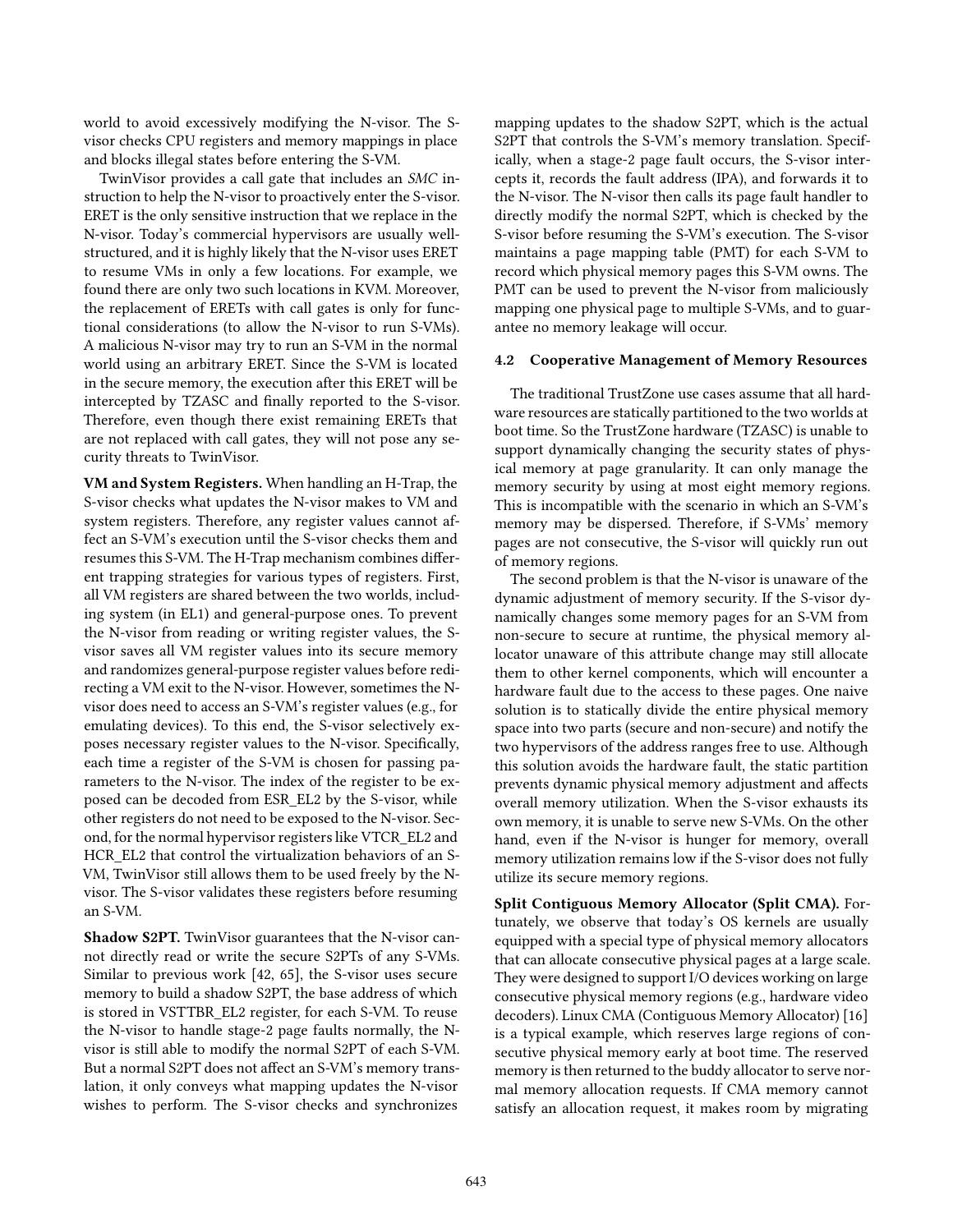world to avoid excessively modifying the N-visor. The S-visor checks CPU registers and memory mappings in place and blocks illegal states before entering the S-VM.

TwinVisor provides a call gate that includes an *SMC* instruction to help the N-visor to proactively enter the S-visor. ERET is the only sensitive instruction that we replace in the N-visor. Today's commercial hypervisors are usually well-structured, and it is highly likely that the N-visor uses ERET to resume VMs in only a few locations. For example, we found there are only two such locations in KVM. Moreover, the replacement of ERETs with call gates is only for functional considerations (to allow the N-visor to run S-VMs). A malicious N-visor may try to run an S-VM in the normal world using an arbitrary ERET. Since the S-VM is located in the secure memory, the execution after this ERET will be intercepted by TZASC and finally reported to the S-visor. Therefore, even though there exist remaining ERETs that are not replaced with call gates, they will not pose any security threats to TwinVisor.

**VM and System Registers.** When handling an H-Trap, the S-visor checks what updates the N-visor makes to VM and system registers. Therefore, any register values cannot affect an S-VM's execution until the S-visor checks them and resumes this S-VM. The H-Trap mechanism combines different trapping strategies for various types of registers. First, all VM registers are shared between the two worlds, including system (in EL1) and general-purpose ones. To prevent the N-visor from reading or writing register values, the S-visor saves all VM register values into its secure memory and randomizes general-purpose register values before redirecting a VM exit to the N-visor. However, sometimes the N-visor does need to access an S-VM's register values (e.g., for emulating devices). To this end, the S-visor selectively exposes necessary register values to the N-visor. Specifically, each time a register of the S-VM is chosen for passing parameters to the N-visor. The index of the register to be exposed can be decoded from ESR_EL2 by the S-visor, while other registers do not need to be exposed to the N-visor. Second, for the normal hypervisor registers like VTCR_EL2 and HCR_EL2 that control the virtualization behaviors of an S-VM, TwinVisor still allows them to be used freely by the N-visor. The S-visor validates these registers before resuming an S-VM.

**Shadow S2PT.** TwinVisor guarantees that the N-visor cannot directly read or write the secure S2PTs of any S-VMs. Similar to previous work [42, 65], the S-visor uses secure memory to build a shadow S2PT, the base address of which is stored in VSTTBR_EL2 register, for each S-VM. To reuse the N-visor to handle stage-2 page faults normally, the N-visor is still able to modify the normal S2PT of each S-VM. But a normal S2PT does not affect an S-VM's memory translation, it only conveys what mapping updates the N-visor wishes to perform. The S-visor checks and synchronizes mapping updates to the shadow S2PT, which is the actual S2PT that controls the S-VM's memory translation. Specifically, when a stage-2 page fault occurs, the S-visor intercepts it, records the fault address (IPA), and forwards it to the N-visor. The N-visor then calls its page fault handler to directly modify the normal S2PT, which is checked by the S-visor before resuming the S-VM's execution. The S-visor maintains a page mapping table (PMT) for each S-VM to record which physical memory pages this S-VM owns. The PMT can be used to prevent the N-visor from maliciously mapping one physical page to multiple S-VMs, and to guarantee no memory leakage will occur.

### 4.2 Cooperative Management of Memory Resources

The traditional TrustZone use cases assume that all hardware resources are statically partitioned to the two worlds at boot time. So the TrustZone hardware (TZASC) is unable to support dynamically changing the security states of physical memory at page granularity. It can only manage the memory security by using at most eight memory regions. This is incompatible with the scenario in which an S-VM's memory may be dispersed. Therefore, if S-VMs' memory pages are not consecutive, the S-visor will quickly run out of memory regions.

The second problem is that the N-visor is unaware of the dynamic adjustment of memory security. If the S-visor dynamically changes some memory pages for an S-VM from non-secure to secure at runtime, the physical memory allocator unaware of this attribute change may still allocate them to other kernel components, which will encounter a hardware fault due to the access to these pages. One naive solution is to statically divide the entire physical memory space into two parts (secure and non-secure) and notify the two hypervisors of the address ranges free to use. Although this solution avoids the hardware fault, the static partition prevents dynamic physical memory adjustment and affects overall memory utilization. When the S-visor exhausts its own memory, it is unable to serve new S-VMs. On the other hand, even if the N-visor is hunger for memory, overall memory utilization remains low if the S-visor does not fully utilize its secure memory regions.

**Split Contiguous Memory Allocator (Split CMA).** Fortunately, we observe that today's OS kernels are usually equipped with a special type of physical memory allocators that can allocate consecutive physical pages at a large scale. They were designed to support I/O devices working on large consecutive physical memory regions (e.g., hardware video decoders). Linux CMA (Contiguous Memory Allocator) [16] is a typical example, which reserves large regions of consecutive physical memory early at boot time. The reserved memory is then returned to the buddy allocator to serve normal memory allocation requests. If CMA memory cannot satisfy an allocation request, it makes room by migrating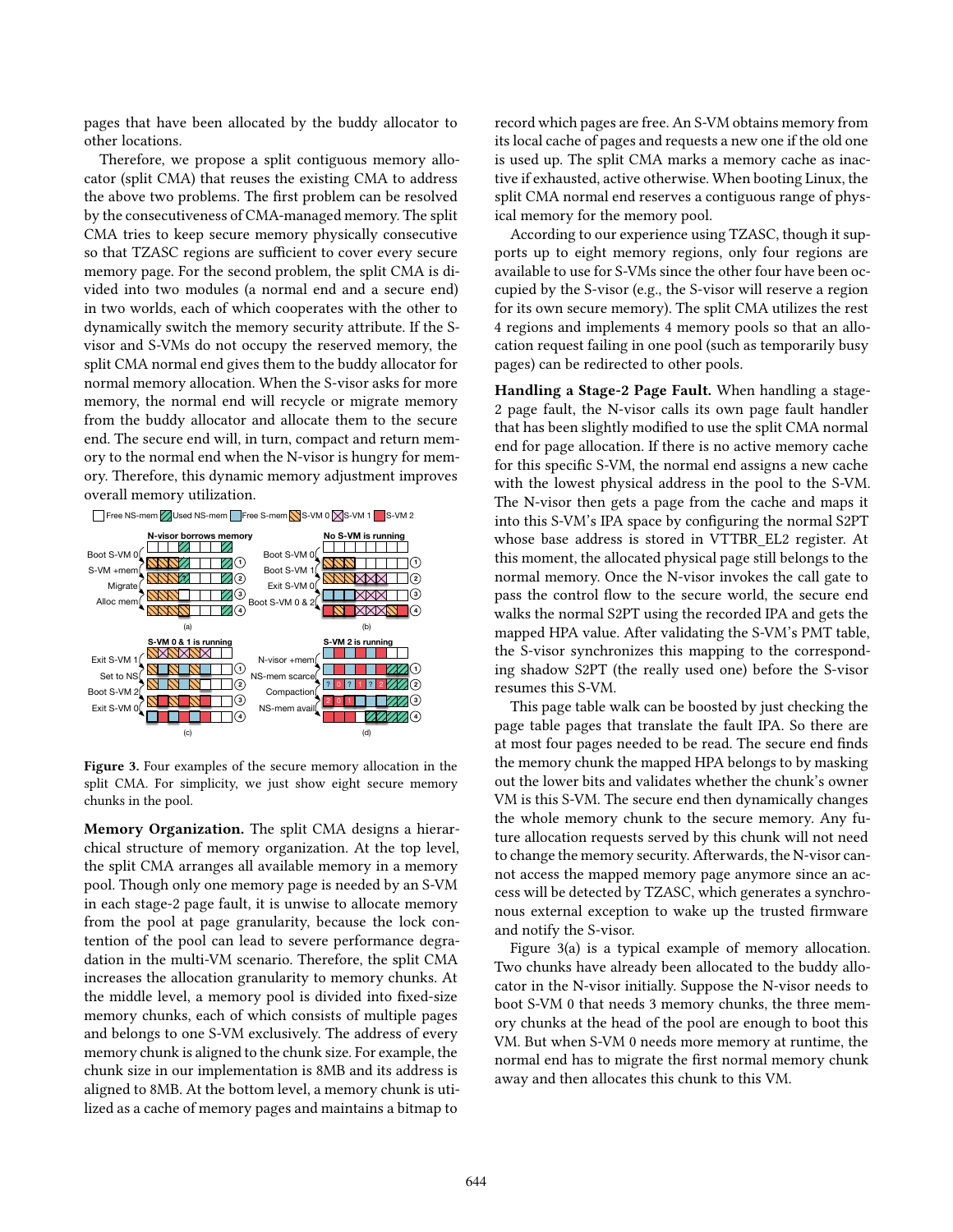pages that have been allocated by the buddy allocator to other locations.

Therefore, we propose a split contiguous memory allocator (split CMA) that reuses the existing CMA to address the above two problems. The first problem can be resolved by the consecutiveness of CMA-managed memory. The split CMA tries to keep secure memory physically consecutive so that TZASC regions are sufficient to cover every secure memory page. For the second problem, the split CMA is divided into two modules (a normal end and a secure end) in two worlds, each of which cooperates with the other to dynamically switch the memory security attribute. If the S-visor and S-VMs do not occupy the reserved memory, the split CMA normal end gives them to the buddy allocator for normal memory allocation. When the S-visor asks for more memory, the normal end will recycle or migrate memory from the buddy allocator and allocate them to the secure end. The secure end will, in turn, compact and return memory to the normal end when the N-visor is hungry for memory. Therefore, this dynamic memory adjustment improves overall memory utilization.

**Figure 3.** Four examples of the secure memory allocation in the split CMA. For simplicity, we just show eight secure memory chunks in the pool.

**Memory Organization.** The split CMA designs a hierarchical structure of memory organization. At the top level, the split CMA arranges all available memory in a memory pool. Though only one memory page is needed by an S-VM in each stage-2 page fault, it is unwise to allocate memory from the pool at page granularity, because the lock contention of the pool can lead to severe performance degradation in the multi-VM scenario. Therefore, the split CMA increases the allocation granularity to memory chunks. At the middle level, a memory pool is divided into fixed-size memory chunks, each of which consists of multiple pages and belongs to one S-VM exclusively. The address of every memory chunk is aligned to the chunk size. For example, the chunk size in our implementation is 8MB and its address is aligned to 8MB. At the bottom level, a memory chunk is utilized as a cache of memory pages and maintains a bitmap to record which pages are free. An S-VM obtains memory from its local cache of pages and requests a new one if the old one is used up. The split CMA marks a memory cache as inactive if exhausted, active otherwise. When booting Linux, the split CMA normal end reserves a contiguous range of physical memory for the memory pool.

According to our experience using TZASC, though it supports up to eight memory regions, only four regions are available to use for S-VMs since the other four have been occupied by the S-visor (e.g., the S-visor will reserve a region for its own secure memory). The split CMA utilizes the rest 4 regions and implements 4 memory pools so that an allocation request failing in one pool (such as temporarily busy pages) can be redirected to other pools.

**Handling a Stage-2 Page Fault.** When handling a stage-2 page fault, the N-visor calls its own page fault handler that has been slightly modified to use the split CMA normal end for page allocation. If there is no active memory cache for this specific S-VM, the normal end assigns a new cache with the lowest physical address in the pool to the S-VM. The N-visor then gets a page from the cache and maps it into this S-VM's IPA space by configuring the normal S2PT whose base address is stored in VTTBR_EL2 register. At this moment, the allocated physical page still belongs to the normal memory. Once the N-visor invokes the call gate to pass the control flow to the secure world, the secure end walks the normal S2PT using the recorded IPA and gets the mapped HPA value. After validating the S-VM's PMT table, the S-visor synchronizes this mapping to the corresponding shadow S2PT (the really used one) before the S-visor resumes this S-VM.

This page table walk can be boosted by just checking the page table pages that translate the fault IPA. So there are at most four pages needed to be read. The secure end finds the memory chunk the mapped HPA belongs to by masking out the lower bits and validates whether the chunk's owner VM is this S-VM. The secure end then dynamically changes the whole memory chunk to the secure memory. Any future allocation requests served by this chunk will not need to change the memory security. Afterwards, the N-visor cannot access the mapped memory page anymore since an access will be detected by TZASC, which generates a synchronous external exception to wake up the trusted firmware and notify the S-visor.

Figure 3(a) is a typical example of memory allocation. Two chunks have already been allocated to the buddy allocator in the N-visor initially. Suppose the N-visor needs to boot S-VM 0 that needs 3 memory chunks, the three memory chunks at the head of the pool are enough to boot this VM. But when S-VM 0 needs more memory at runtime, the normal end has to migrate the first normal memory chunk away and then allocates this chunk to this VM.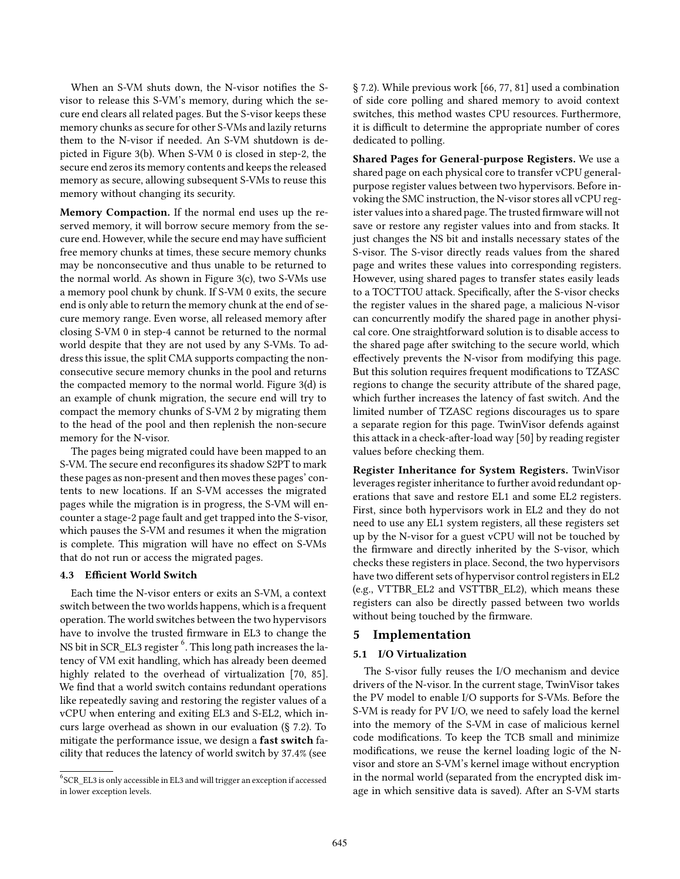When an S-VM shuts down, the N-visor notifies the S-visor to release this S-VM's memory, during which the secure end clears all related pages. But the S-visor keeps these memory chunks as secure for other S-VMs and lazily returns them to the N-visor if needed. An S-VM shutdown is depicted in Figure 3(b). When S-VM 0 is closed in step-2, the secure end zeros its memory contents and keeps the released memory as secure, allowing subsequent S-VMs to reuse this memory without changing its security.

**Memory Compaction.** If the normal end uses up the reserved memory, it will borrow secure memory from the secure end. However, while the secure end may have sufficient free memory chunks at times, these secure memory chunks may be nonconsecutive and thus unable to be returned to the normal world. As shown in Figure 3(c), two S-VMs use a memory pool chunk by chunk. If S-VM 0 exits, the secure end is only able to return the memory chunk at the end of secure memory range. Even worse, all released memory after closing S-VM 0 in step-4 cannot be returned to the normal world despite that they are not used by any S-VMs. To address this issue, the split CMA supports compacting the nonconsecutive secure memory chunks in the pool and returns the compacted memory to the normal world. Figure 3(d) is an example of chunk migration, the secure end will try to compact the memory chunks of S-VM 2 by migrating them to the head of the pool and then replenish the non-secure memory for the N-visor.

The pages being migrated could have been mapped to an S-VM. The secure end reconfigures its shadow S2PT to mark these pages as non-present and then moves these pages' contents to new locations. If an S-VM accesses the migrated pages while the migration is in progress, the S-VM will encounter a stage-2 page fault and get trapped into the S-visor, which pauses the S-VM and resumes it when the migration is complete. This migration will have no effect on S-VMs that do not run or access the migrated pages.

### 4.3 Efficient World Switch

Each time the N-visor enters or exits an S-VM, a context switch between the two worlds happens, which is a frequent operation. The world switches between the two hypervisors have to involve the trusted firmware in EL3 to change the NS bit in SCR_EL3 register [6]. This long path increases the latency of VM exit handling, which has already been deemed highly related to the overhead of virtualization [70, 85]. We find that a world switch contains redundant operations like repeatedly saving and restoring the register values of a vCPU when entering and exiting EL3 and S-EL2, which incurs large overhead as shown in our evaluation (§ 7.2). To mitigate the performance issue, we design a **fast switch** facility that reduces the latency of world switch by 37.4% (see § 7.2). While previous work [66, 77, 81] used a combination of side core polling and shared memory to avoid context switches, this method wastes CPU resources. Furthermore, it is difficult to determine the appropriate number of cores dedicated to polling.

[6] SCR_EL3 is only accessible in EL3 and will trigger an exception if accessed in lower exception levels.

**Shared Pages for General-purpose Registers.** We use a shared page on each physical core to transfer vCPU general-purpose register values between two hypervisors. Before invoking the SMC instruction, the N-visor stores all vCPU register values into a shared page. The trusted firmware will not save or restore any register values into and from stacks. It just changes the NS bit and installs necessary states of the S-visor. The S-visor directly reads values from the shared page and writes these values into corresponding registers. However, using shared pages to transfer states easily leads to a TOCTTOU attack. Specifically, after the S-visor checks the register values in the shared page, a malicious N-visor can concurrently modify the shared page in another physical core. One straightforward solution is to disable access to the shared page after switching to the secure world, which effectively prevents the N-visor from modifying this page. But this solution requires frequent modifications to TZASC regions to change the security attribute of the shared page, which further increases the latency of fast switch. And the limited number of TZASC regions discourages us to spare a separate region for this page. TwinVisor defends against this attack in a check-after-load way [50] by reading register values before checking them.

**Register Inheritance for System Registers.** TwinVisor leverages register inheritance to further avoid redundant operations that save and restore EL1 and some EL2 registers. First, since both hypervisors work in EL2 and they do not need to use any EL1 system registers, all these registers set up by the N-visor for a guest vCPU will not be touched by the firmware and directly inherited by the S-visor, which checks these registers in place. Second, the two hypervisors have two different sets of hypervisor control registers in EL2 (e.g., VTTBR_EL2 and VSTTBR_EL2), which means these registers can also be directly passed between two worlds without being touched by the firmware.

## 5 Implementation

### 5.1 I/O Virtualization

The S-visor fully reuses the I/O mechanism and device drivers of the N-visor. In the current stage, TwinVisor takes the PV model to enable I/O supports for S-VMs. Before the S-VM is ready for PV I/O, we need to safely load the kernel into the memory of the S-VM in case of malicious kernel code modifications. To keep the TCB small and minimize modifications, we reuse the kernel loading logic of the N-visor and store an S-VM's kernel image without encryption in the normal world (separated from the encrypted disk image in which sensitive data is saved). After an S-VM starts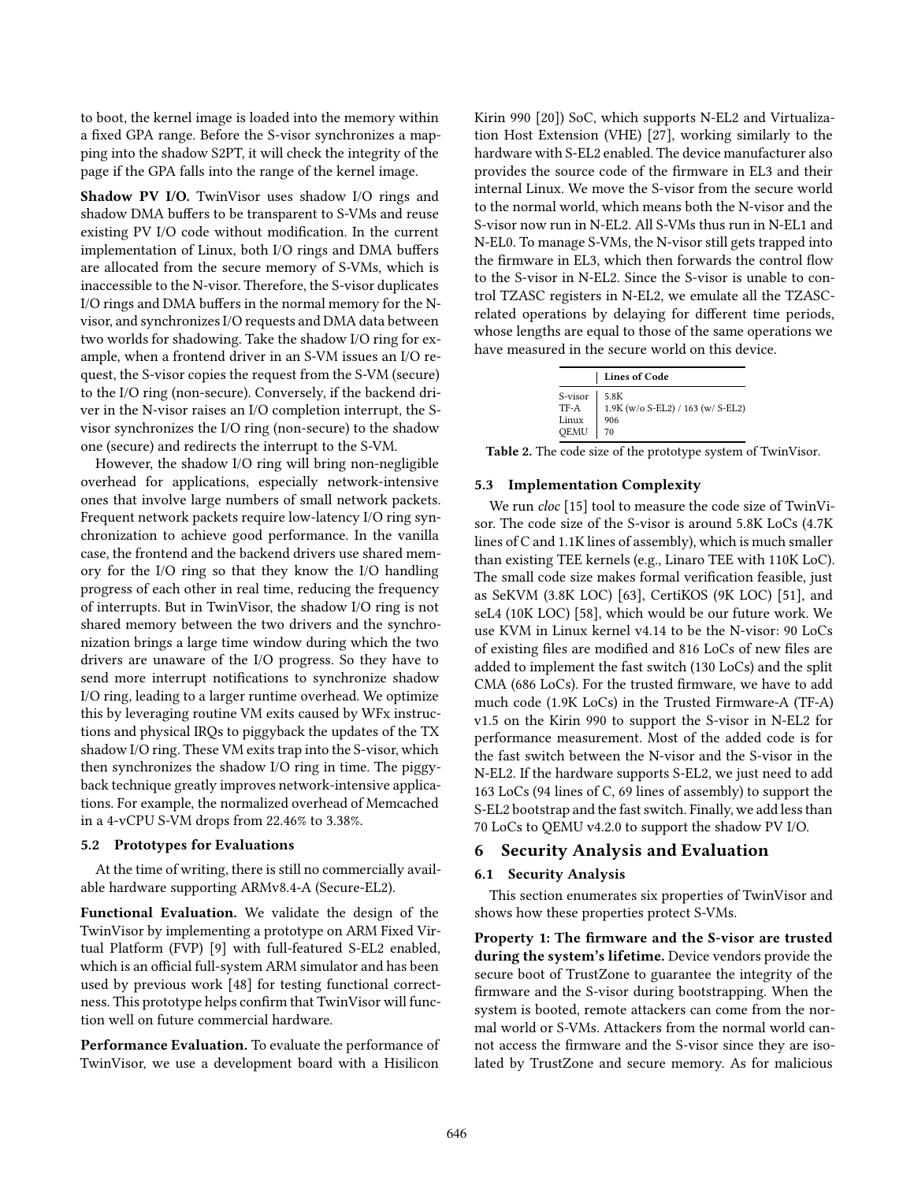to boot, the kernel image is loaded into the memory within a fixed GPA range. Before the S-visor synchronizes a mapping into the shadow S2PT, it will check the integrity of the page if the GPA falls into the range of the kernel image.

**Shadow PV I/O.** TwinVisor uses shadow I/O rings and shadow DMA buffers to be transparent to S-VMs and reuse existing PV I/O code without modification. In the current implementation of Linux, both I/O rings and DMA buffers are allocated from the secure memory of S-VMs, which is inaccessible to the N-visor. Therefore, the S-visor duplicates I/O rings and DMA buffers in the normal memory for the N-visor, and synchronizes I/O requests and DMA data between two worlds for shadowing. Take the shadow I/O ring for example, when a frontend driver in an S-VM issues an I/O request, the S-visor copies the request from the S-VM (secure) to the I/O ring (non-secure). Conversely, if the backend driver in the N-visor raises an I/O completion interrupt, the S-visor synchronizes the I/O ring (non-secure) to the shadow one (secure) and redirects the interrupt to the S-VM.

However, the shadow I/O ring will bring non-negligible overhead for applications, especially network-intensive ones that involve large numbers of small network packets. Frequent network packets require low-latency I/O ring synchronization to achieve good performance. In the vanilla case, the frontend and the backend drivers use shared memory for the I/O ring so that they know the I/O handling progress of each other in real time, reducing the frequency of interrupts. But in TwinVisor, the shadow I/O ring is not shared memory between the two drivers and the synchronization brings a large time window during which the two drivers are unaware of the I/O progress. So they have to send more interrupt notifications to synchronize shadow I/O ring, leading to a larger runtime overhead. We optimize this by leveraging routine VM exits caused by WFx instructions and physical IRQs to piggyback the updates of the TX shadow I/O ring. These VM exits trap into the S-visor, which then synchronizes the shadow I/O ring in time. The piggyback technique greatly improves network-intensive applications. For example, the normalized overhead of Memcached in a 4-vCPU S-VM drops from 22.46% to 3.38%.

### 5.2 Prototypes for Evaluations

At the time of writing, there is still no commercially available hardware supporting ARMv8.4-A (Secure-EL2).

**Functional Evaluation.** We validate the design of the TwinVisor by implementing a prototype on ARM Fixed Virtual Platform (FVP) [9] with full-featured S-EL2 enabled, which is an official full-system ARM simulator and has been used by previous work [48] for testing functional correctness. This prototype helps confirm that TwinVisor will function well on future commercial hardware.

**Performance Evaluation.** To evaluate the performance of TwinVisor, we use a development board with a Hisilicon Kirin 990 [20]) SoC, which supports N-EL2 and Virtualization Host Extension (VHE) [27], working similarly to the hardware with S-EL2 enabled. The device manufacturer also provides the source code of the firmware in EL3 and their internal Linux. We move the S-visor from the secure world to the normal world, which means both the N-visor and the S-visor now run in N-EL2. All S-VMs thus run in N-EL1 and N-EL0. To manage S-VMs, the N-visor still gets trapped into the firmware in EL3, which then forwards the control flow to the S-visor in N-EL2. Since the S-visor is unable to control TZASC registers in N-EL2, we emulate all the TZASC-related operations by delaying for different time periods, whose lengths are equal to those of the same operations we have measured in the secure world on this device.

| | Lines of Code |
|---|---|
| S-visor | 5.8K |
| TF-A | 1.9K (w/o S-EL2) / 163 (w/ S-EL2) |
| Linux | 906 |
| QEMU | 70 |

**Table 2.** The code size of the prototype system of TwinVisor.

### 5.3 Implementation Complexity

We run *cloc* [15] tool to measure the code size of TwinVisor. The code size of the S-visor is around 5.8K LoCs (4.7K lines of C and 1.1K lines of assembly), which is much smaller than existing TEE kernels (e.g., Linaro TEE with 110K LoC). The small code size makes formal verification feasible, just as SeKVM (3.8K LOC) [63], CertiKOS (9K LOC) [51], and seL4 (10K LOC) [58], which would be our future work. We use KVM in Linux kernel v4.14 to be the N-visor: 90 LoCs of existing files are modified and 816 LoCs of new files are added to implement the fast switch (130 LoCs) and the split CMA (686 LoCs). For the trusted firmware, we have to add much code (1.9K LoCs) in the Trusted Firmware-A (TF-A) v1.5 on the Kirin 990 to support the S-visor in N-EL2 for performance measurement. Most of the added code is for the fast switch between the N-visor and the S-visor in the N-EL2. If the hardware supports S-EL2, we just need to add 163 LoCs (94 lines of C, 69 lines of assembly) to support the S-EL2 bootstrap and the fast switch. Finally, we add less than 70 LoCs to QEMU v4.2.0 to support the shadow PV I/O.

## 6 Security Analysis and Evaluation

### 6.1 Security Analysis

This section enumerates six properties of TwinVisor and shows how these properties protect S-VMs.

**Property 1: The firmware and the S-visor are trusted during the system's lifetime.** Device vendors provide the secure boot of TrustZone to guarantee the integrity of the firmware and the S-visor during bootstrapping. When the system is booted, remote attackers can come from the normal world or S-VMs. Attackers from the normal world cannot access the firmware and the S-visor since they are isolated by TrustZone and secure memory. As for malicious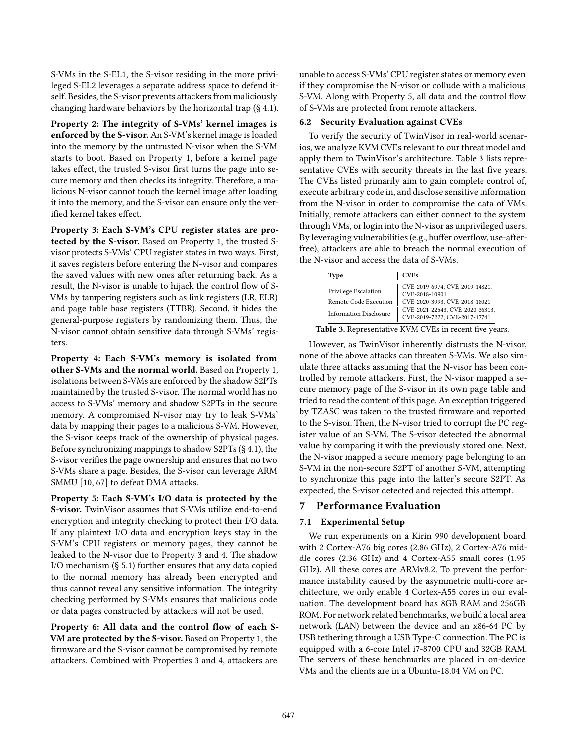S-VMs in the S-EL1, the S-visor residing in the more privileged S-EL2 leverages a separate address space to defend itself. Besides, the S-visor prevents attackers from maliciously changing hardware behaviors by the horizontal trap (§ 4.1).

**Property 2: The integrity of S-VMs' kernel images is enforced by the S-visor.** An S-VM's kernel image is loaded into the memory by the untrusted N-visor when the S-VM starts to boot. Based on Property 1, before a kernel page takes effect, the trusted S-visor first turns the page into secure memory and then checks its integrity. Therefore, a malicious N-visor cannot touch the kernel image after loading it into the memory, and the S-visor can ensure only the verified kernel takes effect.

**Property 3: Each S-VM's CPU register states are protected by the S-visor.** Based on Property 1, the trusted S-visor protects S-VMs' CPU register states in two ways. First, it saves registers before entering the N-visor and compares the saved values with new ones after returning back. As a result, the N-visor is unable to hijack the control flow of S-VMs by tampering registers such as link registers (LR, ELR) and page table base registers (TTBR). Second, it hides the general-purpose registers by randomizing them. Thus, the N-visor cannot obtain sensitive data through S-VMs' registers.

**Property 4: Each S-VM's memory is isolated from other S-VMs and the normal world.** Based on Property 1, isolations between S-VMs are enforced by the shadow S2PTs maintained by the trusted S-visor. The normal world has no access to S-VMs' memory and shadow S2PTs in the secure memory. A compromised N-visor may try to leak S-VMs' data by mapping their pages to a malicious S-VM. However, the S-visor keeps track of the ownership of physical pages. Before synchronizing mappings to shadow S2PTs (§ 4.1), the S-visor verifies the page ownership and ensures that no two S-VMs share a page. Besides, the S-visor can leverage ARM SMMU [10, 67] to defeat DMA attacks.

**Property 5: Each S-VM's I/O data is protected by the S-visor.** TwinVisor assumes that S-VMs utilize end-to-end encryption and integrity checking to protect their I/O data. If any plaintext I/O data and encryption keys stay in the S-VM's CPU registers or memory pages, they cannot be leaked to the N-visor due to Property 3 and 4. The shadow I/O mechanism (§ 5.1) further ensures that any data copied to the normal memory has already been encrypted and thus cannot reveal any sensitive information. The integrity checking performed by S-VMs ensures that malicious code or data pages constructed by attackers will not be used.

**Property 6: All data and the control flow of each S-VM are protected by the S-visor.** Based on Property 1, the firmware and the S-visor cannot be compromised by remote attackers. Combined with Properties 3 and 4, attackers are unable to access S-VMs' CPU register states or memory even if they compromise the N-visor or collude with a malicious S-VM. Along with Property 5, all data and the control flow of S-VMs are protected from remote attackers.

### 6.2 Security Evaluation against CVEs

To verify the security of TwinVisor in real-world scenarios, we analyze KVM CVEs relevant to our threat model and apply them to TwinVisor's architecture. Table 3 lists representative CVEs with security threats in the last five years. The CVEs listed primarily aim to gain complete control of, execute arbitrary code in, and disclose sensitive information from the N-visor in order to compromise the data of VMs. Initially, remote attackers can either connect to the system through VMs, or login into the N-visor as unprivileged users. By leveraging vulnerabilities (e.g., buffer overflow, use-after-free), attackers are able to breach the normal execution of the N-visor and access the data of S-VMs.

| Type | CVEs |
|---|---|
| Privilege Escalation | CVE-2019-6974, CVE-2019-14821, CVE-2018-10901 |
| Remote Code Execution | CVE-2020-3993, CVE-2018-18021 |
| Information Disclosure | CVE-2021-22543, CVE-2020-36313, CVE-2019-7222, CVE-2017-17741 |

**Table 3.** Representative KVM CVEs in recent five years.

However, as TwinVisor inherently distrusts the N-visor, none of the above attacks can threaten S-VMs. We also simulate three attacks assuming that the N-visor has been controlled by remote attackers. First, the N-visor mapped a secure memory page of the S-visor in its own page table and tried to read the content of this page. An exception triggered by TZASC was taken to the trusted firmware and reported to the S-visor. Then, the N-visor tried to corrupt the PC register value of an S-VM. The S-visor detected the abnormal value by comparing it with the previously stored one. Next, the N-visor mapped a secure memory page belonging to an S-VM in the non-secure S2PT of another S-VM, attempting to synchronize this page into the latter's secure S2PT. As expected, the S-visor detected and rejected this attempt.

## 7 Performance Evaluation

### 7.1 Experimental Setup

We run experiments on a Kirin 990 development board with 2 Cortex-A76 big cores (2.86 GHz), 2 Cortex-A76 middle cores (2.36 GHz) and 4 Cortex-A55 small cores (1.95 GHz). All these cores are ARMv8.2. To prevent the performance instability caused by the asymmetric multi-core architecture, we only enable 4 Cortex-A55 cores in our evaluation. The development board has 8GB RAM and 256GB ROM. For network related benchmarks, we build a local area network (LAN) between the device and an x86-64 PC by USB tethering through a USB Type-C connection. The PC is equipped with a 6-core Intel i7-8700 CPU and 32GB RAM. The servers of these benchmarks are placed in on-device VMs and the clients are in a Ubuntu-18.04 VM on PC.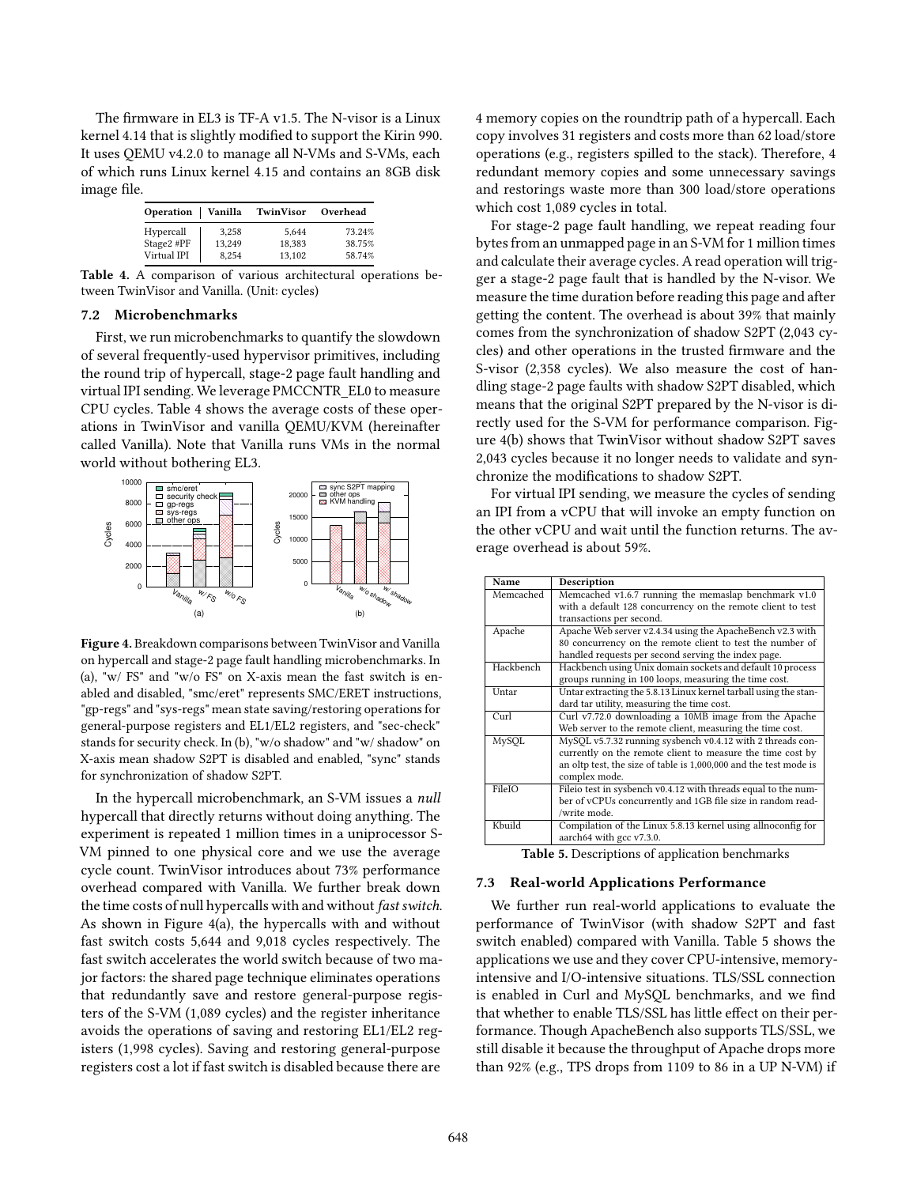The firmware in EL3 is TF-A v1.5. The N-visor is a Linux kernel 4.14 that is slightly modified to support the Kirin 990. It uses QEMU v4.2.0 to manage all N-VMs and S-VMs, each of which runs Linux kernel 4.15 and contains an 8GB disk image file.

| Operation | Vanilla | TwinVisor | Overhead |
|---|---|---|---|
| Hypercall | 3,258 | 5,644 | 73.24% |
| Stage2 #PF | 13,249 | 18,383 | 38.75% |
| Virtual IPI | 8,254 | 13,102 | 58.74% |

**Table 4.** A comparison of various architectural operations between TwinVisor and Vanilla. (Unit: cycles)

### 7.2 Microbenchmarks

First, we run microbenchmarks to quantify the slowdown of several frequently-used hypervisor primitives, including the round trip of hypercall, stage-2 page fault handling and virtual IPI sending. We leverage PMCCNTR_EL0 to measure CPU cycles. Table 4 shows the average costs of these operations in TwinVisor and vanilla QEMU/KVM (hereinafter called Vanilla). Note that Vanilla runs VMs in the normal world without bothering EL3.

**Figure 4.** Breakdown comparisons between TwinVisor and Vanilla on hypercall and stage-2 page fault handling microbenchmarks. In (a), "w/ FS" and "w/o FS" on X-axis mean the fast switch is enabled and disabled, "smc/eret" represents SMC/ERET instructions, "gp-regs" and "sys-regs" mean state saving/restoring operations for general-purpose registers and EL1/EL2 registers, and "sec-check" stands for security check. In (b), "w/o shadow" and "w/ shadow" on X-axis mean shadow S2PT is disabled and enabled, "sync" stands for synchronization of shadow S2PT.

In the hypercall microbenchmark, an S-VM issues a *null* hypercall that directly returns without doing anything. The experiment is repeated 1 million times in a uniprocessor S-VM pinned to one physical core and we use the average cycle count. TwinVisor introduces about 73% performance overhead compared with Vanilla. We further break down the time costs of null hypercalls with and without *fast switch*. As shown in Figure 4(a), the hypercalls with and without fast switch costs 5,644 and 9,018 cycles respectively. The fast switch accelerates the world switch because of two major factors: the shared page technique eliminates operations that redundantly save and restore general-purpose registers of the S-VM (1,089 cycles) and the register inheritance avoids the operations of saving and restoring EL1/EL2 registers (1,998 cycles). Saving and restoring general-purpose registers cost a lot if fast switch is disabled because there are 4 memory copies on the roundtrip path of a hypercall. Each copy involves 31 registers and costs more than 62 load/store operations (e.g., registers spilled to the stack). Therefore, 4 redundant memory copies and some unnecessary savings and restorings waste more than 300 load/store operations which cost 1,089 cycles in total.

For stage-2 page fault handling, we repeat reading four bytes from an unmapped page in an S-VM for 1 million times and calculate their average cycles. A read operation will trigger a stage-2 page fault that is handled by the N-visor. We measure the time duration before reading this page and after getting the content. The overhead is about 39% that mainly comes from the synchronization of shadow S2PT (2,043 cycles) and other operations in the trusted firmware and the S-visor (2,358 cycles). We also measure the cost of handling stage-2 page faults with shadow S2PT disabled, which means that the original S2PT prepared by the N-visor is directly used for the S-VM for performance comparison. Figure 4(b) shows that TwinVisor without shadow S2PT saves 2,043 cycles because it no longer needs to validate and synchronize the modifications to shadow S2PT.

For virtual IPI sending, we measure the cycles of sending an IPI from a vCPU that will invoke an empty function on the other vCPU and wait until the function returns. The average overhead is about 59%.

| Name | Description |
|---|---|
| Memcached | Memcached v1.6.7 running the memaslap benchmark v1.0 with a default 128 concurrency on the remote client to test transactions per second. |
| Apache | Apache Web server v2.4.34 using the ApacheBench v2.3 with 80 concurrency on the remote client to test the number of handled requests per second serving the index page. |
| Hackbench | Hackbench using Unix domain sockets and default 10 process groups running in 100 loops, measuring the time cost. |
| Untar | Untar extracting the 5.8.13 Linux kernel tarball using the standard tar utility, measuring the time cost. |
| Curl | Curl v7.72.0 downloading a 10MB image from the Apache Web server to the remote client, measuring the time cost. |
| MySQL | MySQL v5.7.32 running sysbench v0.4.12 with 2 threads concurrently on the remote client to measure the time cost by an oltp test, the size of table is 1,000,000 and the test mode is complex mode. |
| FileIO | Fileio test in sysbench v0.4.12 with threads equal to the number of vCPUs concurrently and 1GB file size in random read-/write mode. |
| Kbuild | Compilation of the Linux 5.8.13 kernel using allnoconfig for aarch64 with gcc v7.3.0. |

**Table 5.** Descriptions of application benchmarks

### 7.3 Real-world Applications Performance

We further run real-world applications to evaluate the performance of TwinVisor (with shadow S2PT and fast switch enabled) compared with Vanilla. Table 5 shows the applications we use and they cover CPU-intensive, memory-intensive and I/O-intensive situations. TLS/SSL connection is enabled in Curl and MySQL benchmarks, and we find that whether to enable TLS/SSL has little effect on their performance. Though ApacheBench also supports TLS/SSL, we still disable it because the throughput of Apache drops more than 92% (e.g., TPS drops from 1109 to 86 in a UP N-VM) if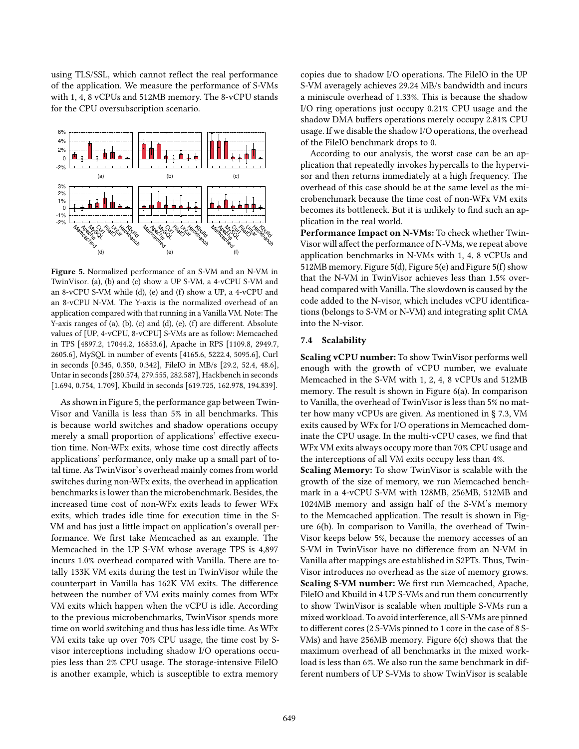using TLS/SSL, which cannot reflect the real performance of the application. We measure the performance of S-VMs with 1, 4, 8 vCPUs and 512MB memory. The 8-vCPU stands for the CPU oversubscription scenario.

**Figure 5.** Normalized performance of an S-VM and an N-VM in TwinVisor. (a), (b) and (c) show a UP S-VM, a 4-vCPU S-VM and an 8-vCPU S-VM while (d), (e) and (f) show a UP, a 4-vCPU and an 8-vCPU N-VM. The Y-axis is the normalized overhead of an application compared with that running in a Vanilla VM. Note: The Y-axis ranges of (a), (b), (c) and (d), (e), (f) are different. Absolute values of [UP, 4-vCPU, 8-vCPU] S-VMs are as follow: Memcached in TPS [4897.2, 17044.2, 16853.6], Apache in RPS [1109.8, 2949.7, 2605.6], MySQL in number of events [4165.6, 5222.4, 5095.6], Curl in seconds [0.345, 0.350, 0.342], FileIO in MB/s [29.2, 52.4, 48.6], Untar in seconds [280.574, 279.555, 282.587], Hackbench in seconds [1.694, 0.754, 1.709], Kbuild in seconds [619.725, 162.978, 194.839].

As shown in Figure 5, the performance gap between TwinVisor and Vanilla is less than 5% in all benchmarks. This is because world switches and shadow operations occupy merely a small proportion of applications' effective execution time. Non-WFx exits, whose time cost directly affects applications' performance, only make up a small part of total time. As TwinVisor's overhead mainly comes from world switches during non-WFx exits, the overhead in application benchmarks is lower than the microbenchmark. Besides, the increased time cost of non-WFx exits leads to fewer WFx exits, which trades idle time for execution time in the S-VM and has just a little impact on application's overall performance. We first take Memcached as an example. The Memcached in the UP S-VM whose average TPS is 4,897 incurs 1.0% overhead compared with Vanilla. There are totally 133K VM exits during the test in TwinVisor while the counterpart in Vanilla has 162K VM exits. The difference between the number of VM exits mainly comes from WFx VM exits which happen when the vCPU is idle. According to the previous microbenchmarks, TwinVisor spends more time on world switching and thus has less idle time. As WFx VM exits take up over 70% CPU usage, the time cost by S-visor interceptions including shadow I/O operations occupies less than 2% CPU usage. The storage-intensive FileIO is another example, which is susceptible to extra memory copies due to shadow I/O operations. The FileIO in the UP S-VM averagely achieves 29.24 MB/s bandwidth and incurs a miniscule overhead of 1.33%. This is because the shadow I/O ring operations just occupy 0.21% CPU usage and the shadow DMA buffers operations merely occupy 2.81% CPU usage. If we disable the shadow I/O operations, the overhead of the FileIO benchmark drops to 0.

According to our analysis, the worst case can be an application that repeatedly invokes hypercalls to the hypervisor and then returns immediately at a high frequency. The overhead of this case should be at the same level as the microbenchmark because the time cost of non-WFx VM exits becomes its bottleneck. But it is unlikely to find such an application in the real world.

**Performance Impact on N-VMs:** To check whether TwinVisor will affect the performance of N-VMs, we repeat above application benchmarks in N-VMs with 1, 4, 8 vCPUs and 512MB memory. Figure 5(d), Figure 5(e) and Figure 5(f) show that the N-VM in TwinVisor achieves less than 1.5% overhead compared with Vanilla. The slowdown is caused by the code added to the N-visor, which includes vCPU identifications (belongs to S-VM or N-VM) and integrating split CMA into the N-visor.

### 7.4 Scalability

**Scaling vCPU number:** To show TwinVisor performs well enough with the growth of vCPU number, we evaluate Memcached in the S-VM with 1, 2, 4, 8 vCPUs and 512MB memory. The result is shown in Figure 6(a). In comparison to Vanilla, the overhead of TwinVisor is less than 5% no matter how many vCPUs are given. As mentioned in § 7.3, VM exits caused by WFx for I/O operations in Memcached dominate the CPU usage. In the multi-vCPU cases, we find that WFx VM exits always occupy more than 70% CPU usage and the interceptions of all VM exits occupy less than 4%.

**Scaling Memory:** To show TwinVisor is scalable with the growth of the size of memory, we run Memcached benchmark in a 4-vCPU S-VM with 128MB, 256MB, 512MB and 1024MB memory and assign half of the S-VM's memory to the Memcached application. The result is shown in Figure 6(b). In comparison to Vanilla, the overhead of TwinVisor keeps below 5%, because the memory accesses of an S-VM in TwinVisor have no difference from an N-VM in Vanilla after mappings are established in S2PTs. Thus, TwinVisor introduces no overhead as the size of memory grows.

**Scaling S-VM number:** We first run Memcached, Apache, FileIO and Kbuild in 4 UP S-VMs and run them concurrently to show TwinVisor is scalable when multiple S-VMs run a mixed workload. To avoid interference, all S-VMs are pinned to different cores (2 S-VMs pinned to 1 core in the case of 8 S-VMs) and have 256MB memory. Figure 6(c) shows that the maximum overhead of all benchmarks in the mixed workload is less than 6%. We also run the same benchmark in different numbers of UP S-VMs to show TwinVisor is scalable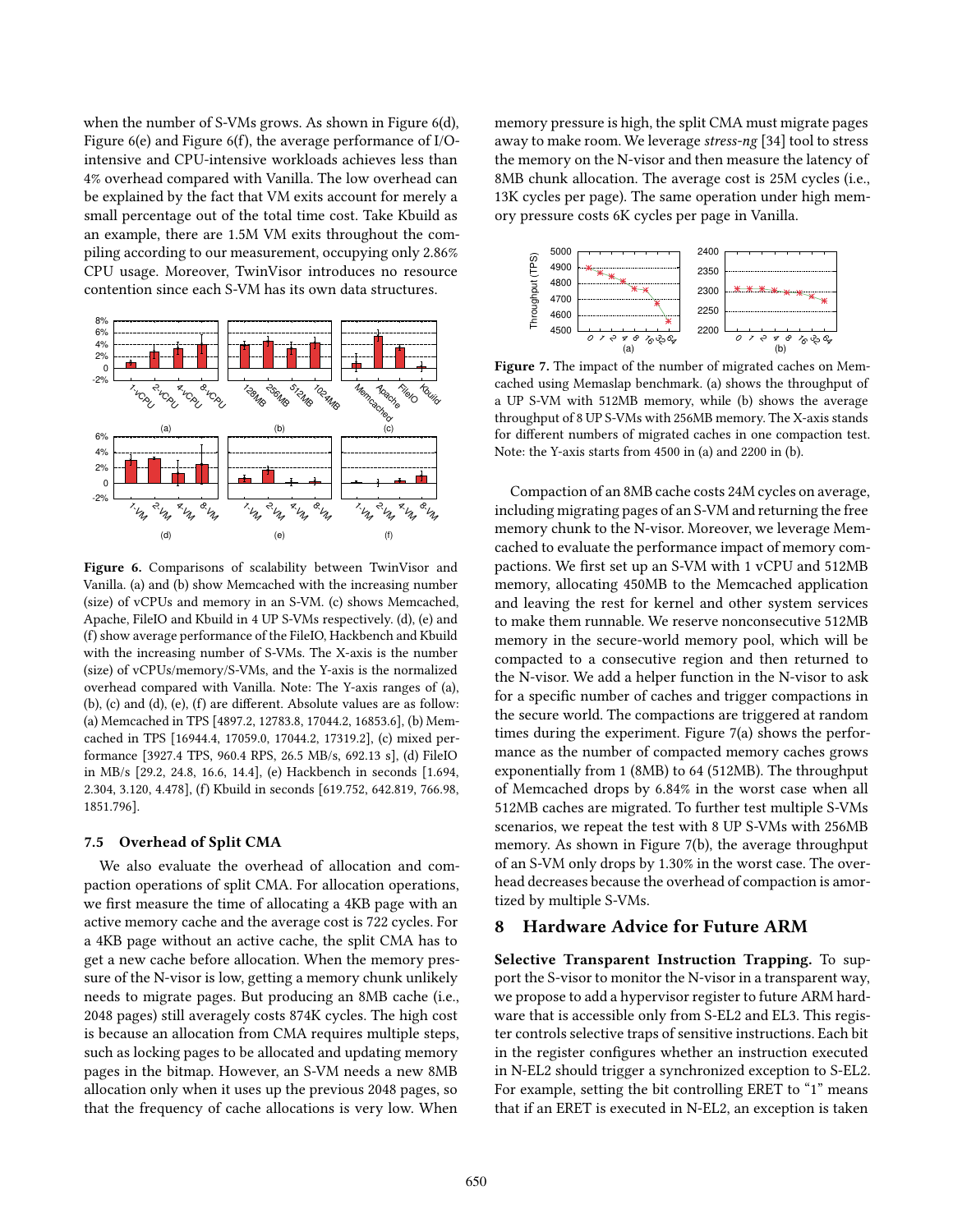when the number of S-VMs grows. As shown in Figure 6(d), Figure 6(e) and Figure 6(f), the average performance of I/O-intensive and CPU-intensive workloads achieves less than 4% overhead compared with Vanilla. The low overhead can be explained by the fact that VM exits account for merely a small percentage out of the total time cost. Take Kbuild as an example, there are 1.5M VM exits throughout the compiling according to our measurement, occupying only 2.86% CPU usage. Moreover, TwinVisor introduces no resource contention since each S-VM has its own data structures.

**Figure 6.** Comparisons of scalability between TwinVisor and Vanilla. (a) and (b) show Memcached with the increasing number (size) of vCPUs and memory in an S-VM. (c) shows Memcached, Apache, FileIO and Kbuild in 4 UP S-VMs respectively. (d), (e) and (f) show average performance of the FileIO, Hackbench and Kbuild with the increasing number of S-VMs. The X-axis is the number (size) of vCPUs/memory/S-VMs, and the Y-axis is the normalized overhead compared with Vanilla. Note: The Y-axis ranges of (a), (b), (c) and (d), (e), (f) are different. Absolute values are as follow: (a) Memcached in TPS [4897.2, 12783.8, 17044.2, 16853.6], (b) Memcached in TPS [16944.4, 17059.0, 17044.2, 17319.2], (c) mixed performance [3927.4 TPS, 960.4 RPS, 26.5 MB/s, 692.13 s], (d) FileIO in MB/s [29.2, 24.8, 16.6, 14.4], (e) Hackbench in seconds [1.694, 2.304, 3.120, 4.478], (f) Kbuild in seconds [619.752, 642.819, 766.98, 1851.796].

### 7.5 Overhead of Split CMA

We also evaluate the overhead of allocation and compaction operations of split CMA. For allocation operations, we first measure the time of allocating a 4KB page with an active memory cache and the average cost is 722 cycles. For a 4KB page without an active cache, the split CMA has to get a new cache before allocation. When the memory pressure of the N-visor is low, getting a memory chunk unlikely needs to migrate pages. But producing an 8MB cache (i.e., 2048 pages) still averagely costs 874K cycles. The high cost is because an allocation from CMA requires multiple steps, such as locking pages to be allocated and updating memory pages in the bitmap. However, an S-VM needs a new 8MB allocation only when it uses up the previous 2048 pages, so that the frequency of cache allocations is very low. When memory pressure is high, the split CMA must migrate pages away to make room. We leverage *stress-ng* [34] tool to stress the memory on the N-visor and then measure the latency of 8MB chunk allocation. The average cost is 25M cycles (i.e., 13K cycles per page). The same operation under high memory pressure costs 6K cycles per page in Vanilla.

**Figure 7.** The impact of the number of migrated caches on Memcached using Memaslap benchmark. (a) shows the throughput of a UP S-VM with 512MB memory, while (b) shows the average throughput of 8 UP S-VMs with 256MB memory. The X-axis stands for different numbers of migrated caches in one compaction test. Note: the Y-axis starts from 4500 in (a) and 2200 in (b).

Compaction of an 8MB cache costs 24M cycles on average, including migrating pages of an S-VM and returning the free memory chunk to the N-visor. Moreover, we leverage Memcached to evaluate the performance impact of memory compactions. We first set up an S-VM with 1 vCPU and 512MB memory, allocating 450MB to the Memcached application and leaving the rest for kernel and other system services to make them runnable. We reserve nonconsecutive 512MB memory in the secure-world memory pool, which will be compacted to a consecutive region and then returned to the N-visor. We add a helper function in the N-visor to ask for a specific number of caches and trigger compactions in the secure world. The compactions are triggered at random times during the experiment. Figure 7(a) shows the performance as the number of compacted memory caches grows exponentially from 1 (8MB) to 64 (512MB). The throughput of Memcached drops by 6.84% in the worst case when all 512MB caches are migrated. To further test multiple S-VMs scenarios, we repeat the test with 8 UP S-VMs with 256MB memory. As shown in Figure 7(b), the average throughput of an S-VM only drops by 1.30% in the worst case. The overhead decreases because the overhead of compaction is amortized by multiple S-VMs.

## 8 Hardware Advice for Future ARM

**Selective Transparent Instruction Trapping.** To support the S-visor to monitor the N-visor in a transparent way, we propose to add a hypervisor register to future ARM hardware that is accessible only from S-EL2 and EL3. This register controls selective traps of sensitive instructions. Each bit in the register configures whether an instruction executed in N-EL2 should trigger a synchronized exception to S-EL2. For example, setting the bit controlling ERET to "1" means that if an ERET is executed in N-EL2, an exception is taken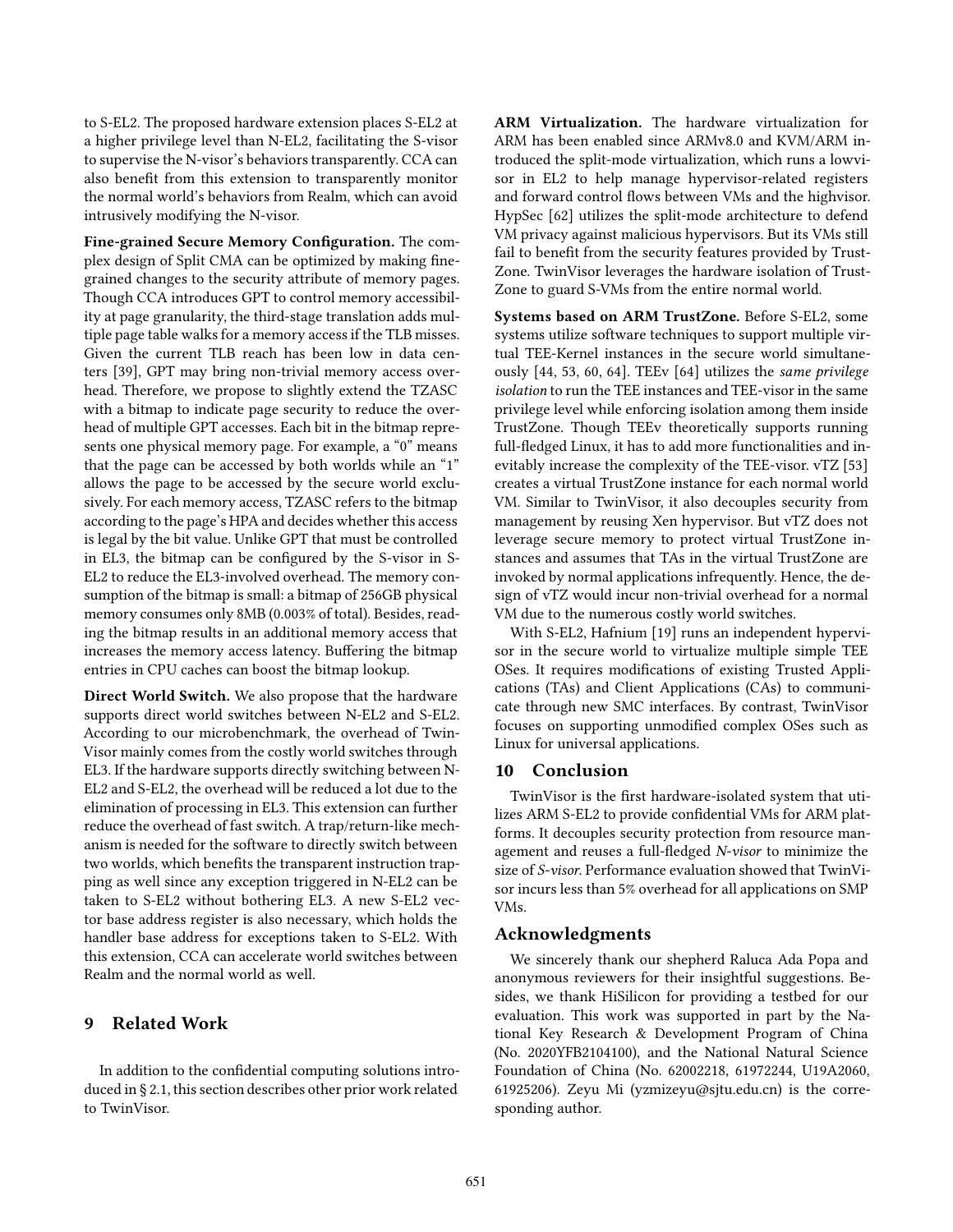to S-EL2. The proposed hardware extension places S-EL2 at a higher privilege level than N-EL2, facilitating the S-visor to supervise the N-visor's behaviors transparently. CCA can also benefit from this extension to transparently monitor the normal world's behaviors from Realm, which can avoid intrusively modifying the N-visor.

**Fine-grained Secure Memory Configuration.** The complex design of Split CMA can be optimized by making fine-grained changes to the security attribute of memory pages. Though CCA introduces GPT to control memory accessibility at page granularity, the third-stage translation adds multiple page table walks for a memory access if the TLB misses. Given the current TLB reach has been low in data centers [39], GPT may bring non-trivial memory access overhead. Therefore, we propose to slightly extend the TZASC with a bitmap to indicate page security to reduce the overhead of multiple GPT accesses. Each bit in the bitmap represents one physical memory page. For example, a "0" means that the page can be accessed by both worlds while an "1" allows the page to be accessed by the secure world exclusively. For each memory access, TZASC refers to the bitmap according to the page's HPA and decides whether this access is legal by the bit value. Unlike GPT that must be controlled in EL3, the bitmap can be configured by the S-visor in S-EL2 to reduce the EL3-involved overhead. The memory consumption of the bitmap is small: a bitmap of 256GB physical memory consumes only 8MB (0.003% of total). Besides, reading the bitmap results in an additional memory access that increases the memory access latency. Buffering the bitmap entries in CPU caches can boost the bitmap lookup.

**Direct World Switch.** We also propose that the hardware supports direct world switches between N-EL2 and S-EL2. According to our microbenchmark, the overhead of TwinVisor mainly comes from the costly world switches through EL3. If the hardware supports directly switching between N-EL2 and S-EL2, the overhead will be reduced a lot due to the elimination of processing in EL3. This extension can further reduce the overhead of fast switch. A trap/return-like mechanism is needed for the software to directly switch between two worlds, which benefits the transparent instruction trapping as well since any exception triggered in N-EL2 can be taken to S-EL2 without bothering EL3. A new S-EL2 vector base address register is also necessary, which holds the handler base address for exceptions taken to S-EL2. With this extension, CCA can accelerate world switches between Realm and the normal world as well.

## 9 Related Work

In addition to the confidential computing solutions introduced in § 2.1, this section describes other prior work related to TwinVisor.

**ARM Virtualization.** The hardware virtualization for ARM has been enabled since ARMv8.0 and KVM/ARM introduced the split-mode virtualization, which runs a lowvisor in EL2 to help manage hypervisor-related registers and forward control flows between VMs and the highvisor. HypSec [62] utilizes the split-mode architecture to defend VM privacy against malicious hypervisors. But its VMs still fail to benefit from the security features provided by TrustZone. TwinVisor leverages the hardware isolation of TrustZone to guard S-VMs from the entire normal world.

**Systems based on ARM TrustZone.** Before S-EL2, some systems utilize software techniques to support multiple virtual TEE-Kernel instances in the secure world simultaneously [44, 53, 60, 64]. TEEv [64] utilizes the *same privilege isolation* to run the TEE instances and TEE-visor in the same privilege level while enforcing isolation among them inside TrustZone. Though TEEv theoretically supports running full-fledged Linux, it has to add more functionalities and inevitably increase the complexity of the TEE-visor. vTZ [53] creates a virtual TrustZone instance for each normal world VM. Similar to TwinVisor, it also decouples security from management by reusing Xen hypervisor. But vTZ does not leverage secure memory to protect virtual TrustZone instances and assumes that TAs in the virtual TrustZone are invoked by normal applications infrequently. Hence, the design of vTZ would incur non-trivial overhead for a normal VM due to the numerous costly world switches.

With S-EL2, Hafnium [19] runs an independent hypervisor in the secure world to virtualize multiple simple TEE OSes. It requires modifications of existing Trusted Applications (TAs) and Client Applications (CAs) to communicate through new SMC interfaces. By contrast, TwinVisor focuses on supporting unmodified complex OSes such as Linux for universal applications.

## 10 Conclusion

TwinVisor is the first hardware-isolated system that utilizes ARM S-EL2 to provide confidential VMs for ARM platforms. It decouples security protection from resource management and reuses a full-fledged *N-visor* to minimize the size of *S-visor*. Performance evaluation showed that TwinVisor incurs less than 5% overhead for all applications on SMP VMs.

## Acknowledgments

We sincerely thank our shepherd Raluca Ada Popa and anonymous reviewers for their insightful suggestions. Besides, we thank HiSilicon for providing a testbed for our evaluation. This work was supported in part by the National Key Research & Development Program of China (No. 2020YFB2104100), and the National Natural Science Foundation of China (No. 62002218, 61972244, U19A2060, 61925206). Zeyu Mi (yzmizeyu@sjtu.edu.cn) is the corresponding author.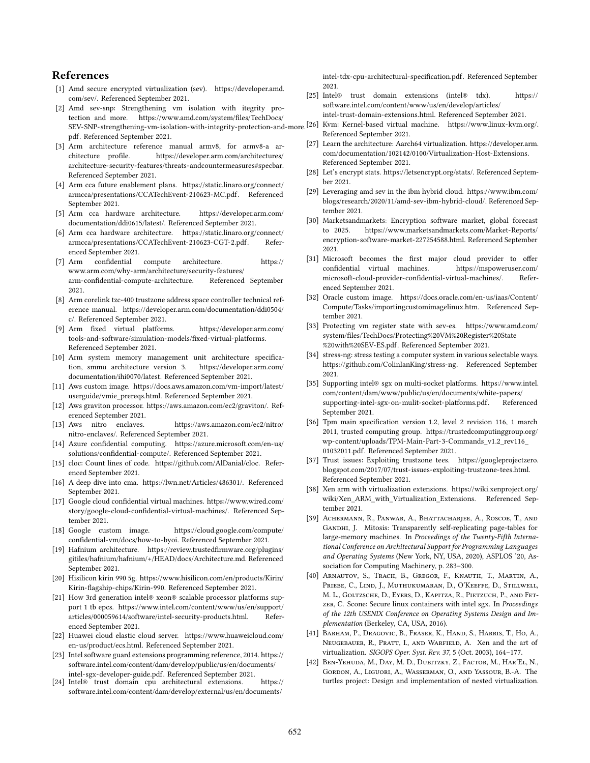## References

[1] Amd secure encrypted virtualization (sev). https://developer.amd.com/sev/. Referenced September 2021.

[2] Amd sev-snp: Strengthening vm isolation with itegrity protection and more. https://www.amd.com/system/files/TechDocs/SEV-SNP-strengthening-vm-isolation-with-integrity-protection-and-more.pdf. Referenced September 2021.

[3] Arm architecture reference manual armv8, for armv8-a architecture profile. https://developer.arm.com/architectures/architecture-security-features/threats-andcountermeasures#specbar. Referenced September 2021.

[4] Arm cca future enablement plans. https://static.linaro.org/connect/armcca/presentations/CCATechEvent-210623-MC.pdf. Referenced September 2021.

[5] Arm cca hardware architecture. https://developer.arm.com/documentation/ddi0615/latest/. Referenced September 2021.

[6] Arm cca hardware architecture. https://static.linaro.org/connect/armcca/presentations/CCATechEvent-210623-CGT-2.pdf. Referenced September 2021.

[7] Arm confidential compute architecture. https://www.arm.com/why-arm/architecture/security-features/arm-confidential-compute-architecture. Referenced September 2021.

[8] Arm corelink tzc-400 trustzone address space controller technical reference manual. https://developer.arm.com/documentation/ddi0504/c/. Referenced September 2021.

[9] Arm fixed virtual platforms. https://developer.arm.com/tools-and-software/simulation-models/fixed-virtual-platforms. Referenced September 2021.

[10] Arm system memory management unit architecture specification, smmu architecture version 3. https://developer.arm.com/documentation/ihi0070/latest. Referenced September 2021.

[11] Aws custom image. https://docs.aws.amazon.com/vm-import/latest/userguide/vmie_prereqs.html. Referenced September 2021.

[12] Aws graviton processor. https://aws.amazon.com/ec2/graviton/. Referenced September 2021.

[13] Aws nitro enclaves. https://aws.amazon.com/ec2/nitro/nitro-enclaves/. Referenced September 2021.

[14] Azure confidential computing. https://azure.microsoft.com/en-us/solutions/confidential-compute/. Referenced September 2021.

[15] cloc: Count lines of code. https://github.com/AlDanial/cloc. Referenced September 2021.

[16] A deep dive into cma. https://lwn.net/Articles/486301/. Referenced September 2021.

[17] Google cloud confidential virtual machines. https://www.wired.com/story/google-cloud-confidential-virtual-machines/. Referenced September 2021.

[18] Google custom image. https://cloud.google.com/compute/confidential-vm/docs/how-to-byoi. Referenced September 2021.

[19] Hafnium architecture. https://review.trustedfirmware.org/plugins/gitiles/hafnium/hafnium/+/HEAD/docs/Architecture.md. Referenced September 2021.

[20] Hisilicon kirin 990 5g. https://www.hisilicon.com/en/products/Kirin/Kirin-flagship-chips/Kirin-990. Referenced September 2021.

[21] How 3rd generation intel® xeon® scalable processor platforms support 1 tb epcs. https://www.intel.com/content/www/us/en/support/articles/000059614/software/intel-security-products.html. Referenced September 2021.

[22] Huawei cloud elastic cloud server. https://www.huaweicloud.com/en-us/product/ecs.html. Referenced September 2021.

[23] Intel software guard extensions programming reference, 2014. https://software.intel.com/content/dam/develop/public/us/en/documents/intel-sgx-developer-guide.pdf. Referenced September 2021.

[24] Intel® trust domain cpu architectural extensions. https://software.intel.com/content/dam/develop/external/us/en/documents/intel-tdx-cpu-architectural-specification.pdf. Referenced September 2021.

[25] Intel® trust domain extensions (intel® tdx). https://software.intel.com/content/www/us/en/develop/articles/intel-trust-domain-extensions.html. Referenced September 2021.

[26] Kvm: Kernel-based virtual machine. https://www.linux-kvm.org/. Referenced September 2021.

[27] Learn the architecture: Aarch64 virtualization. https://developer.arm.com/documentation/102142/0100/Virtualization-Host-Extensions. Referenced September 2021.

[28] Let's encrypt stats. https://letsencrypt.org/stats/. Referenced September 2021.

[29] Leveraging amd sev in the ibm hybrid cloud. https://www.ibm.com/blogs/research/2020/11/amd-sev-ibm-hybrid-cloud/. Referenced September 2021.

[30] Marketsandmarkets: Encryption software market, global forecast to 2025. https://www.marketsandmarkets.com/Market-Reports/encryption-software-market-227254588.html. Referenced September 2021.

[31] Microsoft becomes the first major cloud provider to offer confidential virtual machines. https://mspoweruser.com/microsoft-cloud-provider-confidential-virtual-machines/. Referenced September 2021.

[32] Oracle custom image. https://docs.oracle.com/en-us/iaas/Content/Compute/Tasks/importingcustomimagelinux.htm. Referenced September 2021.

[33] Protecting vm register state with sev-es. https://www.amd.com/system/files/TechDocs/Protecting%20VM%20Register%20State%20with%20SEV-ES.pdf. Referenced September 2021.

[34] stress-ng: stress testing a computer system in various selectable ways. https://github.com/ColinIanKing/stress-ng. Referenced September 2021.

[35] Supporting intel® sgx on multi-socket platforms. https://www.intel.com/content/dam/www/public/us/en/documents/white-papers/supporting-intel-sgx-on-mulit-socket-platforms.pdf. Referenced September 2021.

[36] Tpm main specification version 1.2, level 2 revision 116, 1 march 2011, trusted computing group. https://trustedcomputinggroup.org/wp-content/uploads/TPM-Main-Part-3-Commands_v1.2_rev116_01032011.pdf. Referenced September 2021.

[37] Trust issues: Exploiting trustzone tees. https://googleprojectzero.blogspot.com/2017/07/trust-issues-exploiting-trustzone-tees.html. Referenced September 2021.

[38] Xen arm with virtualization extensions. https://wiki.xenproject.org/wiki/Xen_ARM_with_Virtualization_Extensions. Referenced September 2021.

[39] Achermann, R., Panwar, A., Bhattacharjee, A., Roscoe, T., and Gandhi, J. Mitosis: Transparently self-replicating page-tables for large-memory machines. In *Proceedings of the Twenty-Fifth International Conference on Architectural Support for Programming Languages and Operating Systems* (New York, NY, USA, 2020), ASPLOS '20, Association for Computing Machinery, p. 283–300.

[40] Arnautov, S., Trach, B., Gregor, F., Knauth, T., Martin, A., Priebe, C., Lind, J., Muthukumaran, D., O'Keeffe, D., Stillwell, M. L., Goltzsche, D., Eyers, D., Kapitza, R., Pietzuch, P., and Fetzer, C. Scone: Secure linux containers with intel sgx. In *Proceedings of the 12th USENIX Conference on Operating Systems Design and Implementation* (Berkeley, CA, USA, 2016).

[41] Barham, P., Dragovic, B., Fraser, K., Hand, S., Harris, T., Ho, A., Neugebauer, R., Pratt, I., and Warfield, A. Xen and the art of virtualization. *SIGOPS Oper. Syst. Rev. 37*, 5 (Oct. 2003), 164–177.

[42] Ben-Yehuda, M., Day, M. D., Dubitzky, Z., Factor, M., Har'El, N., Gordon, A., Liguori, A., Wasserman, O., and Yassour, B.-A. The turtles project: Design and implementation of nested virtualization.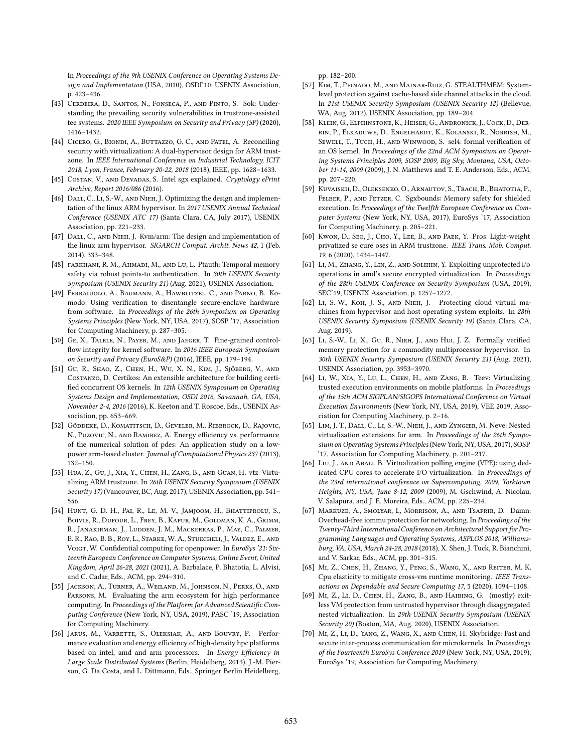In *Proceedings of the 9th USENIX Conference on Operating Systems Design and Implementation* (USA, 2010), OSDI'10, USENIX Association, p. 423–436.

[43] Cerdeira, D., Santos, N., Fonseca, P., and Pinto, S. Sok: Understanding the prevailing security vulnerabilities in trustzone-assisted tee systems. *2020 IEEE Symposium on Security and Privacy (SP)* (2020), 1416–1432.

[44] Cicero, G., Biondi, A., Buttazzo, G. C., and Patel, A. Reconciling security with virtualization: A dual-hypervisor design for ARM trustzone. In *IEEE International Conference on Industrial Technology, ICIT 2018, Lyon, France, February 20-22, 2018* (2018), IEEE, pp. 1628–1633.

[45] Costan, V., and Devadas, S. Intel sgx explained. *Cryptology ePrint Archive, Report 2016/086* (2016).

[46] Dall, C., Li, S.-W., and Nieh, J. Optimizing the design and implementation of the linux ARM hypervisor. In *2017 USENIX Annual Technical Conference (USENIX ATC 17)* (Santa Clara, CA, July 2017), USENIX Association, pp. 221–233.

[47] Dall, C., and Nieh, J. Kvm/arm: The design and implementation of the linux arm hypervisor. *SIGARCH Comput. Archit. News 42*, 1 (Feb. 2014), 333–348.

[48] farkhani, R. M., Ahmadi, M., and Lu, L. Ptauth: Temporal memory safety via robust points-to authentication. In *30th USENIX Security Symposium (USENIX Security 21)* (Aug. 2021), USENIX Association.

[49] Ferraiuolo, A., Baumann, A., Hawblitzel, C., and Parno, B. Komodo: Using verification to disentangle secure-enclave hardware from software. In *Proceedings of the 26th Symposium on Operating Systems Principles* (New York, NY, USA, 2017), SOSP '17, Association for Computing Machinery, p. 287–305.

[50] Ge, X., Talele, N., Payer, M., and Jaeger, T. Fine-grained control-flow integrity for kernel software. In *2016 IEEE European Symposium on Security and Privacy (EuroS&P)* (2016), IEEE, pp. 179–194.

[51] Gu, R., Shao, Z., Chen, H., Wu, X. N., Kim, J., Sjöberg, V., and Costanzo, D. Certikos: An extensible architecture for building certified concurrent OS kernels. In *12th USENIX Symposium on Operating Systems Design and Implementation, OSDI 2016, Savannah, GA, USA, November 2-4, 2016* (2016), K. Keeton and T. Roscoe, Eds., USENIX Association, pp. 653–669.

[52] Göddeke, D., Komatitsch, D., Geveler, M., Ribbrock, D., Rajovic, N., Puzovic, N., and Ramirez, A. Energy efficiency vs. performance of the numerical solution of pdes: An application study on a low-power arm-based cluster. *Journal of Computational Physics 237* (2013), 132–150.

[53] Hua, Z., Gu, J., Xia, Y., Chen, H., Zang, B., and Guan, H. vtz: Virtualizing ARM trustzone. In *26th USENIX Security Symposium (USENIX Security 17)* (Vancouver, BC, Aug. 2017), USENIX Association, pp. 541–556.

[54] Hunt, G. D. H., Pai, R., Le, M. V., Jamjoom, H., Bhattiprolu, S., Boivie, R., Dufour, L., Frey, B., Kapur, M., Goldman, K. A., Grimm, R., Janakirman, J., Ludden, J. M., Mackerras, P., May, C., Palmer, E. R., Rao, B. B., Roy, L., Starke, W. A., Stuecheli, J., Valdez, E., and Voigt, W. Confidential computing for openpower. In *EuroSys '21: Sixteenth European Conference on Computer Systems, Online Event, United Kingdom, April 26-28, 2021* (2021), A. Barbalace, P. Bhatotia, L. Alvisi, and C. Cadar, Eds., ACM, pp. 294–310.

[55] Jackson, A., Turner, A., Weiland, M., Johnson, N., Perks, O., and Parsons, M. Evaluating the arm ecosystem for high performance computing. In *Proceedings of the Platform for Advanced Scientific Computing Conference* (New York, NY, USA, 2019), PASC '19, Association for Computing Machinery.

[56] Jarus, M., Varrette, S., Oleksiak, A., and Bouvry, P. Performance evaluation and energy efficiency of high-density hpc platforms based on intel, amd and arm processors. In *Energy Efficiency in Large Scale Distributed Systems* (Berlin, Heidelberg, 2013), J.-M. Pierson, G. Da Costa, and L. Dittmann, Eds., Springer Berlin Heidelberg, pp. 182–200.

[57] Kim, T., Peinado, M., and Mainar-Ruiz, G. STEALTHMEM: System-level protection against cache-based side channel attacks in the cloud. In *21st USENIX Security Symposium (USENIX Security 12)* (Bellevue, WA, Aug. 2012), USENIX Association, pp. 189–204.

[58] Klein, G., Elphinstone, K., Heiser, G., Andronick, J., Cock, D., Derrin, P., Elkaduwe, D., Engelhardt, K., Kolanski, R., Norrish, M., Sewell, T., Tuch, H., and Winwood, S. sel4: formal verification of an OS kernel. In *Proceedings of the 22nd ACM Symposium on Operating Systems Principles 2009, SOSP 2009, Big Sky, Montana, USA, October 11-14, 2009* (2009), J. N. Matthews and T. E. Anderson, Eds., ACM, pp. 207–220.

[59] Kuvaiskii, D., Oleksenko, O., Arnautov, S., Trach, B., Bhatotia, P., Felber, P., and Fetzer, C. Sgxbounds: Memory safety for shielded execution. In *Proceedings of the Twelfth European Conference on Computer Systems* (New York, NY, USA, 2017), EuroSys '17, Association for Computing Machinery, p. 205–221.

[60] Kwon, D., Seo, J., Cho, Y., Lee, B., and Paek, Y. Pros: Light-weight privatized se cure oses in ARM trustzone. *IEEE Trans. Mob. Comput. 19*, 6 (2020), 1434–1447.

[61] Li, M., Zhang, Y., Lin, Z., and Solihin, Y. Exploiting unprotected i/o operations in amd's secure encrypted virtualization. In *Proceedings of the 28th USENIX Conference on Security Symposium* (USA, 2019), SEC'19, USENIX Association, p. 1257–1272.

[62] Li, S.-W., Koh, J. S., and Nieh, J. Protecting cloud virtual machines from hypervisor and host operating system exploits. In *28th USENIX Security Symposium (USENIX Security 19)* (Santa Clara, CA, Aug. 2019).

[63] Li, S.-W., Li, X., Gu, R., Nieh, J., and Hui, J. Z. Formally verified memory protection for a commodity multiprocessor hypervisor. In *30th USENIX Security Symposium (USENIX Security 21)* (Aug. 2021), USENIX Association, pp. 3953–3970.

[64] Li, W., Xia, Y., Lu, L., Chen, H., and Zang, B. Teev: Virtualizing trusted execution environments on mobile platforms. In *Proceedings of the 15th ACM SIGPLAN/SIGOPS International Conference on Virtual Execution Environments* (New York, NY, USA, 2019), VEE 2019, Association for Computing Machinery, p. 2–16.

[65] Lim, J. T., Dall, C., Li, S.-W., Nieh, J., and Zyngier, M. Neve: Nested virtualization extensions for arm. In *Proceedings of the 26th Symposium on Operating Systems Principles* (New York, NY, USA, 2017), SOSP '17, Association for Computing Machinery, p. 201–217.

[66] Liu, J., and Abali, B. Virtualization polling engine (VPE): using dedicated CPU cores to accelerate I/O virtualization. In *Proceedings of the 23rd international conference on Supercomputing, 2009, Yorktown Heights, NY, USA, June 8-12, 2009* (2009), M. Gschwind, A. Nicolau, V. Salapura, and J. E. Moreira, Eds., ACM, pp. 225–234.

[67] Markuze, A., Smolyar, I., Morrison, A., and Tsafrir, D. Damn: Overhead-free iommu protection for networking. In *Proceedings of the Twenty-Third International Conference on Architectural Support for Programming Languages and Operating Systems, ASPLOS 2018, Williamsburg, VA, USA, March 24-28, 2018* (2018), X. Shen, J. Tuck, R. Bianchini, and V. Sarkar, Eds., ACM, pp. 301–315.

[68] Mi, Z., Chen, H., Zhang, Y., Peng, S., Wang, X., and Reiter, M. K. Cpu elasticity to mitigate cross-vm runtime monitoring. *IEEE Transactions on Dependable and Secure Computing 17*, 5 (2020), 1094–1108.

[69] Mi, Z., Li, D., Chen, H., Zang, B., and Haibing, G. (mostly) exitless VM protection from untrusted hypervisor through disaggregated nested virtualization. In *29th USENIX Security Symposium (USENIX Security 20)* (Boston, MA, Aug. 2020), USENIX Association.

[70] Mi, Z., Li, D., Yang, Z., Wang, X., and Chen, H. Skybridge: Fast and secure inter-process communication for microkernels. In *Proceedings of the Fourteenth EuroSys Conference 2019* (New York, NY, USA, 2019), EuroSys '19, Association for Computing Machinery.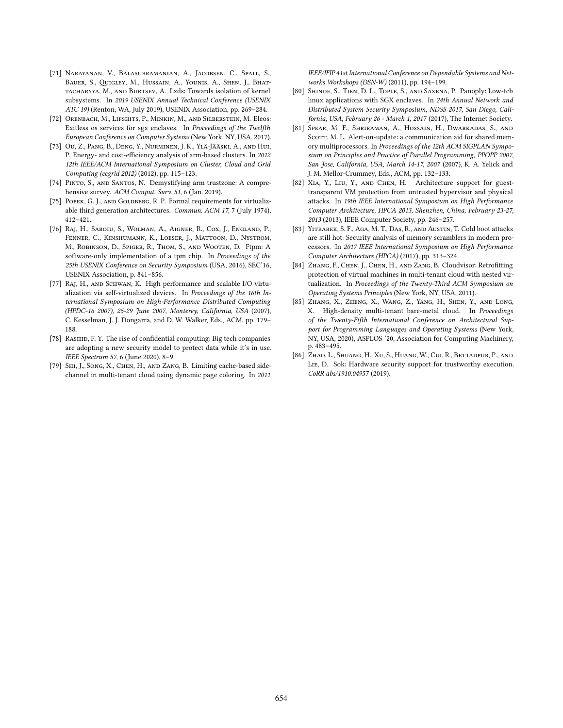[71] Narayanan, V., Balasubramanian, A., Jacobsen, C., Spall, S., Bauer, S., Quigley, M., Hussain, A., Younis, A., Shen, J., Bhattacharyya, M., and Burtsev, A. Lxds: Towards isolation of kernel subsystems. In *2019 USENIX Annual Technical Conference (USENIX ATC 19)* (Renton, WA, July 2019), USENIX Association, pp. 269–284.

[72] Orenbach, M., Lifshits, P., Minkin, M., and Silberstein, M. Eleos: Exitless os services for sgx enclaves. In *Proceedings of the Twelfth European Conference on Computer Systems* (New York, NY, USA, 2017).

[73] Ou, Z., Pang, B., Deng, Y., Nurminen, J. K., Ylä-Jääski, A., and Hui, P. Energy- and cost-efficiency analysis of arm-based clusters. In *2012 12th IEEE/ACM International Symposium on Cluster, Cloud and Grid Computing (ccgrid 2012)* (2012), pp. 115–123.

[74] Pinto, S., and Santos, N. Demystifying arm trustzone: A comprehensive survey. *ACM Comput. Surv. 51*, 6 (Jan. 2019).

[75] Popek, G. J., and Goldberg, R. P. Formal requirements for virtualizable third generation architectures. *Commun. ACM 17*, 7 (July 1974), 412–421.

[76] Raj, H., Saroiu, S., Wolman, A., Aigner, R., Cox, J., England, P., Fenner, C., Kinshumann, K., Loeser, J., Mattoon, D., Nystrom, M., Robinson, D., Spiger, R., Thom, S., and Wooten, D. Ftpm: A software-only implementation of a tpm chip. In *Proceedings of the 25th USENIX Conference on Security Symposium* (USA, 2016), SEC'16, USENIX Association, p. 841–856.

[77] Raj, H., and Schwan, K. High performance and scalable I/O virtualization via self-virtualized devices. In *Proceedings of the 16th International Symposium on High-Performance Distributed Computing (HPDC-16 2007), 25-29 June 2007, Monterey, California, USA* (2007), C. Kesselman, J. J. Dongarra, and D. W. Walker, Eds., ACM, pp. 179–188.

[78] Rashid, F. Y. The rise of confidential computing: Big tech companies are adopting a new security model to protect data while it's in use. *IEEE Spectrum 57*, 6 (June 2020), 8–9.

[79] Shi, J., Song, X., Chen, H., and Zang, B. Limiting cache-based side-channel in multi-tenant cloud using dynamic page coloring. In *2011 IEEE/IFIP 41st International Conference on Dependable Systems and Networks Workshops (DSN-W)* (2011), pp. 194–199.

[80] Shinde, S., Tien, D. L., Tople, S., and Saxena, P. Panoply: Low-tcb linux applications with SGX enclaves. In *24th Annual Network and Distributed System Security Symposium, NDSS 2017, San Diego, California, USA, February 26 - March 1, 2017* (2017), The Internet Society.

[81] Spear, M. F., Shriraman, A., Hossain, H., Dwarkadas, S., and Scott, M. L. Alert-on-update: a communication aid for shared memory multiprocessors. In *Proceedings of the 12th ACM SIGPLAN Symposium on Principles and Practice of Parallel Programming, PPOPP 2007, San Jose, California, USA, March 14-17, 2007* (2007), K. A. Yelick and J. M. Mellor-Crummey, Eds., ACM, pp. 132–133.

[82] Xia, Y., Liu, Y., and Chen, H. Architecture support for guest-transparent VM protection from untrusted hypervisor and physical attacks. In *19th IEEE International Symposium on High Performance Computer Architecture, HPCA 2013, Shenzhen, China, February 23-27, 2013* (2013), IEEE Computer Society, pp. 246–257.

[83] Yitbarek, S. F., Aga, M. T., Das, R., and Austin, T. Cold boot attacks are still hot: Security analysis of memory scramblers in modern processors. In *2017 IEEE International Symposium on High Performance Computer Architecture (HPCA)* (2017), pp. 313–324.

[84] Zhang, F., Chen, J., Chen, H., and Zang, B. Cloudvisor: Retrofitting protection of virtual machines in multi-tenant cloud with nested virtualization. In *Proceedings of the Twenty-Third ACM Symposium on Operating Systems Principles* (New York, NY, USA, 2011).

[85] Zhang, X., Zheng, X., Wang, Z., Yang, H., Shen, Y., and Long, X. High-density multi-tenant bare-metal cloud. In *Proceedings of the Twenty-Fifth International Conference on Architectural Support for Programming Languages and Operating Systems* (New York, NY, USA, 2020), ASPLOS '20, Association for Computing Machinery, p. 483–495.

[86] Zhao, L., Shuang, H., Xu, S., Huang, W., Cui, R., Bettadpur, P., and Lie, D. Sok: Hardware security support for trustworthy execution. *CoRR abs/1910.04957* (2019).